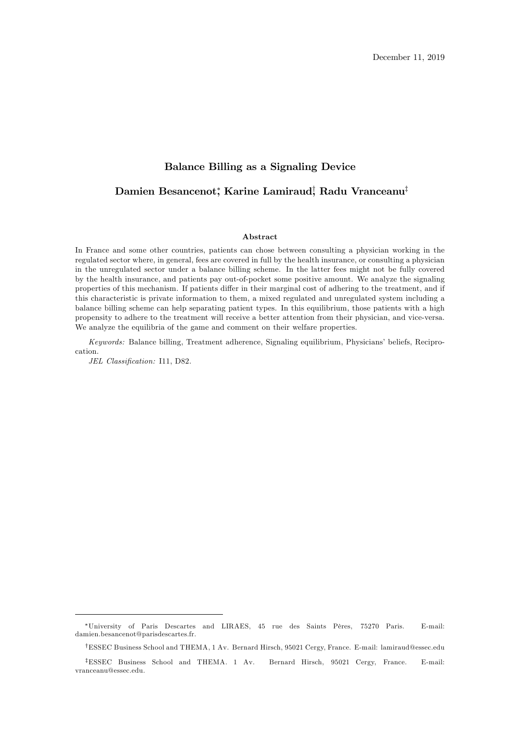December 11, 2019

# Balance Billing as a Signaling Device

**Damien Besancenot[*], Karine Lamiraud[†], Radu Vranceanu[‡]**

### Abstract

In France and some other countries, patients can chose between consulting a physician working in the regulated sector where, in general, fees are covered in full by the health insurance, or consulting a physician in the unregulated sector under a balance billing scheme. In the latter fees might not be fully covered by the health insurance, and patients pay out-of-pocket some positive amount. We analyze the signaling properties of this mechanism. If patients differ in their marginal cost of adhering to the treatment, and if this characteristic is private information to them, a mixed regulated and unregulated system including a balance billing scheme can help separating patient types. In this equilibrium, those patients with a high propensity to adhere to the treatment will receive a better attention from their physician, and vice-versa. We analyze the equilibria of the game and comment on their welfare properties.

*Keywords:* Balance billing, Treatment adherence, Signaling equilibrium, Physicians' beliefs, Reciprocation.

*JEL Classification:* I11, D82.

---

[*] University of Paris Descartes and LIRAES, 45 rue des Saints Pères, 75270 Paris. E-mail: damien.besancenot@parisdescartes.fr.

[†] ESSEC Business School and THEMA, 1 Av. Bernard Hirsch, 95021 Cergy, France. E-mail: lamiraud@essec.edu

[‡] ESSEC Business School and THEMA. 1 Av. Bernard Hirsch, 95021 Cergy, France. E-mail: vranceanu@essec.edu.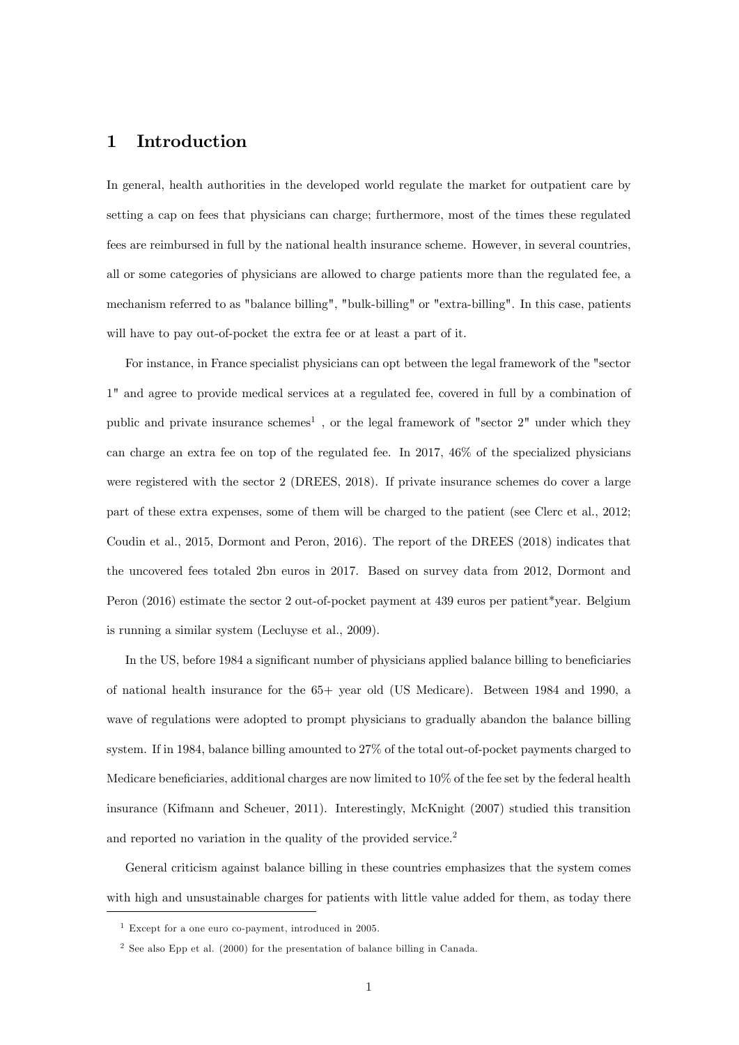# 1 Introduction

In general, health authorities in the developed world regulate the market for outpatient care by setting a cap on fees that physicians can charge; furthermore, most of the times these regulated fees are reimbursed in full by the national health insurance scheme. However, in several countries, all or some categories of physicians are allowed to charge patients more than the regulated fee, a mechanism referred to as "balance billing", "bulk-billing" or "extra-billing". In this case, patients will have to pay out-of-pocket the extra fee or at least a part of it.

For instance, in France specialist physicians can opt between the legal framework of the "sector 1" and agree to provide medical services at a regulated fee, covered in full by a combination of public and private insurance schemes[1] , or the legal framework of "sector 2" under which they can charge an extra fee on top of the regulated fee. In 2017, 46% of the specialized physicians were registered with the sector 2 (DREES, 2018). If private insurance schemes do cover a large part of these extra expenses, some of them will be charged to the patient (see Clerc et al., 2012; Coudin et al., 2015, Dormont and Peron, 2016). The report of the DREES (2018) indicates that the uncovered fees totaled 2bn euros in 2017. Based on survey data from 2012, Dormont and Peron (2016) estimate the sector 2 out-of-pocket payment at 439 euros per patient*year. Belgium is running a similar system (Lecluyse et al., 2009).

In the US, before 1984 a significant number of physicians applied balance billing to beneficiaries of national health insurance for the 65+ year old (US Medicare). Between 1984 and 1990, a wave of regulations were adopted to prompt physicians to gradually abandon the balance billing system. If in 1984, balance billing amounted to 27% of the total out-of-pocket payments charged to Medicare beneficiaries, additional charges are now limited to 10% of the fee set by the federal health insurance (Kifmann and Scheuer, 2011). Interestingly, McKnight (2007) studied this transition and reported no variation in the quality of the provided service.[2]

General criticism against balance billing in these countries emphasizes that the system comes with high and unsustainable charges for patients with little value added for them, as today there

[1] Except for a one euro co-payment, introduced in 2005.

[2] See also Epp et al. (2000) for the presentation of balance billing in Canada.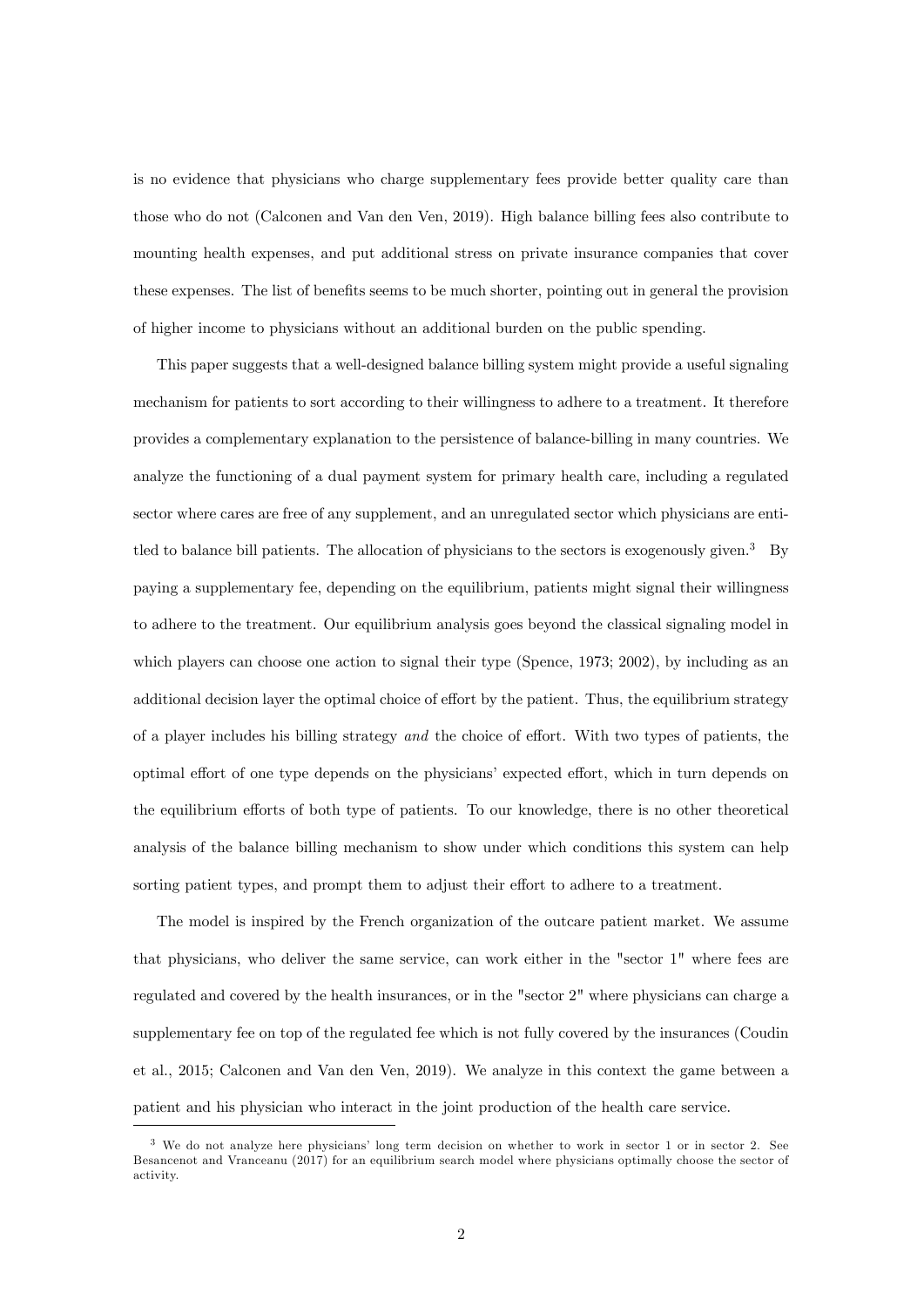is no evidence that physicians who charge supplementary fees provide better quality care than those who do not (Calconen and Van den Ven, 2019). High balance billing fees also contribute to mounting health expenses, and put additional stress on private insurance companies that cover these expenses. The list of benefits seems to be much shorter, pointing out in general the provision of higher income to physicians without an additional burden on the public spending.

This paper suggests that a well-designed balance billing system might provide a useful signaling mechanism for patients to sort according to their willingness to adhere to a treatment. It therefore provides a complementary explanation to the persistence of balance-billing in many countries. We analyze the functioning of a dual payment system for primary health care, including a regulated sector where cares are free of any supplement, and an unregulated sector which physicians are entitled to balance bill patients. The allocation of physicians to the sectors is exogenously given.[3] By paying a supplementary fee, depending on the equilibrium, patients might signal their willingness to adhere to the treatment. Our equilibrium analysis goes beyond the classical signaling model in which players can choose one action to signal their type (Spence, 1973; 2002), by including as an additional decision layer the optimal choice of effort by the patient. Thus, the equilibrium strategy of a player includes his billing strategy *and* the choice of effort. With two types of patients, the optimal effort of one type depends on the physicians' expected effort, which in turn depends on the equilibrium efforts of both type of patients. To our knowledge, there is no other theoretical analysis of the balance billing mechanism to show under which conditions this system can help sorting patient types, and prompt them to adjust their effort to adhere to a treatment.

The model is inspired by the French organization of the outcare patient market. We assume that physicians, who deliver the same service, can work either in the "sector 1" where fees are regulated and covered by the health insurances, or in the "sector 2" where physicians can charge a supplementary fee on top of the regulated fee which is not fully covered by the insurances (Coudin et al., 2015; Calconen and Van den Ven, 2019). We analyze in this context the game between a patient and his physician who interact in the joint production of the health care service.

[3] We do not analyze here physicians' long term decision on whether to work in sector 1 or in sector 2. See Besancenot and Vranceanu (2017) for an equilibrium search model where physicians optimally choose the sector of activity.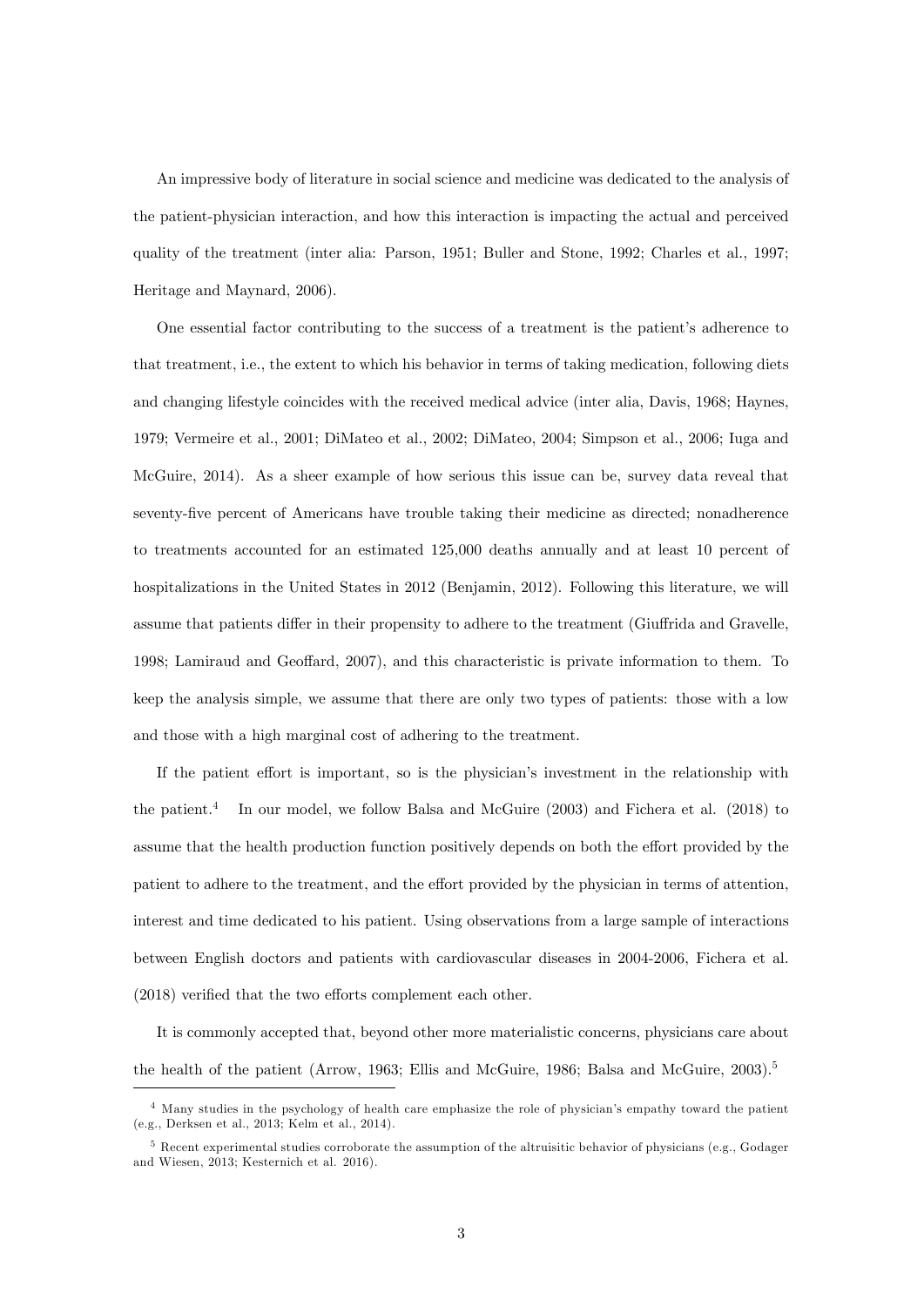An impressive body of literature in social science and medicine was dedicated to the analysis of the patient-physician interaction, and how this interaction is impacting the actual and perceived quality of the treatment (inter alia: Parson, 1951; Buller and Stone, 1992; Charles et al., 1997; Heritage and Maynard, 2006).

One essential factor contributing to the success of a treatment is the patient's adherence to that treatment, i.e., the extent to which his behavior in terms of taking medication, following diets and changing lifestyle coincides with the received medical advice (inter alia, Davis, 1968; Haynes, 1979; Vermeire et al., 2001; DiMateo et al., 2002; DiMateo, 2004; Simpson et al., 2006; Iuga and McGuire, 2014). As a sheer example of how serious this issue can be, survey data reveal that seventy-five percent of Americans have trouble taking their medicine as directed; nonadherence to treatments accounted for an estimated 125,000 deaths annually and at least 10 percent of hospitalizations in the United States in 2012 (Benjamin, 2012). Following this literature, we will assume that patients differ in their propensity to adhere to the treatment (Giuffrida and Gravelle, 1998; Lamiraud and Geoffard, 2007), and this characteristic is private information to them. To keep the analysis simple, we assume that there are only two types of patients: those with a low and those with a high marginal cost of adhering to the treatment.

If the patient effort is important, so is the physician's investment in the relationship with the patient.[4] In our model, we follow Balsa and McGuire (2003) and Fichera et al. (2018) to assume that the health production function positively depends on both the effort provided by the patient to adhere to the treatment, and the effort provided by the physician in terms of attention, interest and time dedicated to his patient. Using observations from a large sample of interactions between English doctors and patients with cardiovascular diseases in 2004-2006, Fichera et al. (2018) verified that the two efforts complement each other.

It is commonly accepted that, beyond other more materialistic concerns, physicians care about the health of the patient (Arrow, 1963; Ellis and McGuire, 1986; Balsa and McGuire, 2003).[5]

---

[4] Many studies in the psychology of health care emphasize the role of physician's empathy toward the patient (e.g., Derksen et al., 2013; Kelm et al., 2014).

[5] Recent experimental studies corroborate the assumption of the altruisitic behavior of physicians (e.g., Godager and Wiesen, 2013; Kesternich et al. 2016).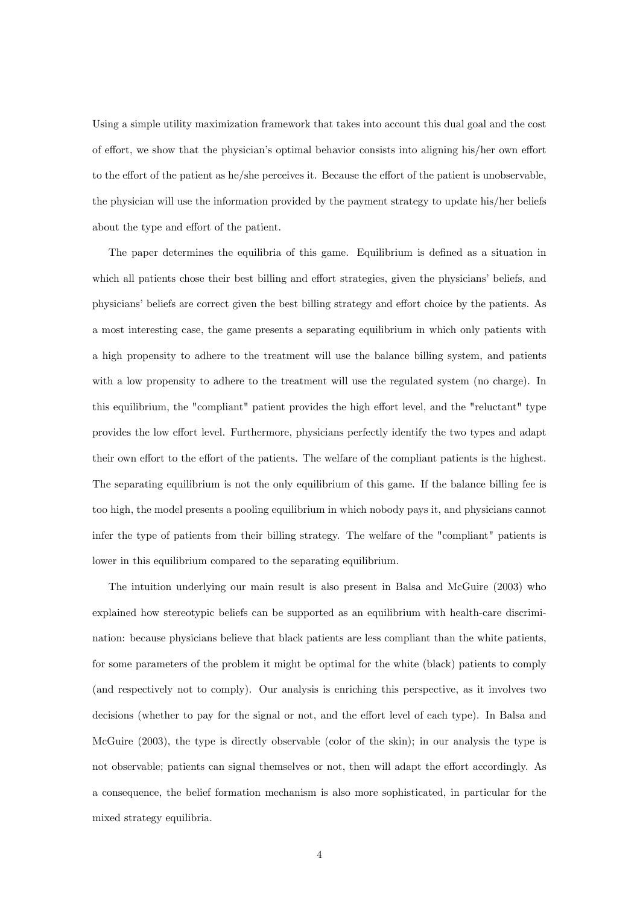Using a simple utility maximization framework that takes into account this dual goal and the cost of effort, we show that the physician's optimal behavior consists into aligning his/her own effort to the effort of the patient as he/she perceives it. Because the effort of the patient is unobservable, the physician will use the information provided by the payment strategy to update his/her beliefs about the type and effort of the patient.

The paper determines the equilibria of this game. Equilibrium is defined as a situation in which all patients chose their best billing and effort strategies, given the physicians' beliefs, and physicians' beliefs are correct given the best billing strategy and effort choice by the patients. As a most interesting case, the game presents a separating equilibrium in which only patients with a high propensity to adhere to the treatment will use the balance billing system, and patients with a low propensity to adhere to the treatment will use the regulated system (no charge). In this equilibrium, the "compliant" patient provides the high effort level, and the "reluctant" type provides the low effort level. Furthermore, physicians perfectly identify the two types and adapt their own effort to the effort of the patients. The welfare of the compliant patients is the highest. The separating equilibrium is not the only equilibrium of this game. If the balance billing fee is too high, the model presents a pooling equilibrium in which nobody pays it, and physicians cannot infer the type of patients from their billing strategy. The welfare of the "compliant" patients is lower in this equilibrium compared to the separating equilibrium.

The intuition underlying our main result is also present in Balsa and McGuire (2003) who explained how stereotypic beliefs can be supported as an equilibrium with health-care discrimination: because physicians believe that black patients are less compliant than the white patients, for some parameters of the problem it might be optimal for the white (black) patients to comply (and respectively not to comply). Our analysis is enriching this perspective, as it involves two decisions (whether to pay for the signal or not, and the effort level of each type). In Balsa and McGuire (2003), the type is directly observable (color of the skin); in our analysis the type is not observable; patients can signal themselves or not, then will adapt the effort accordingly. As a consequence, the belief formation mechanism is also more sophisticated, in particular for the mixed strategy equilibria.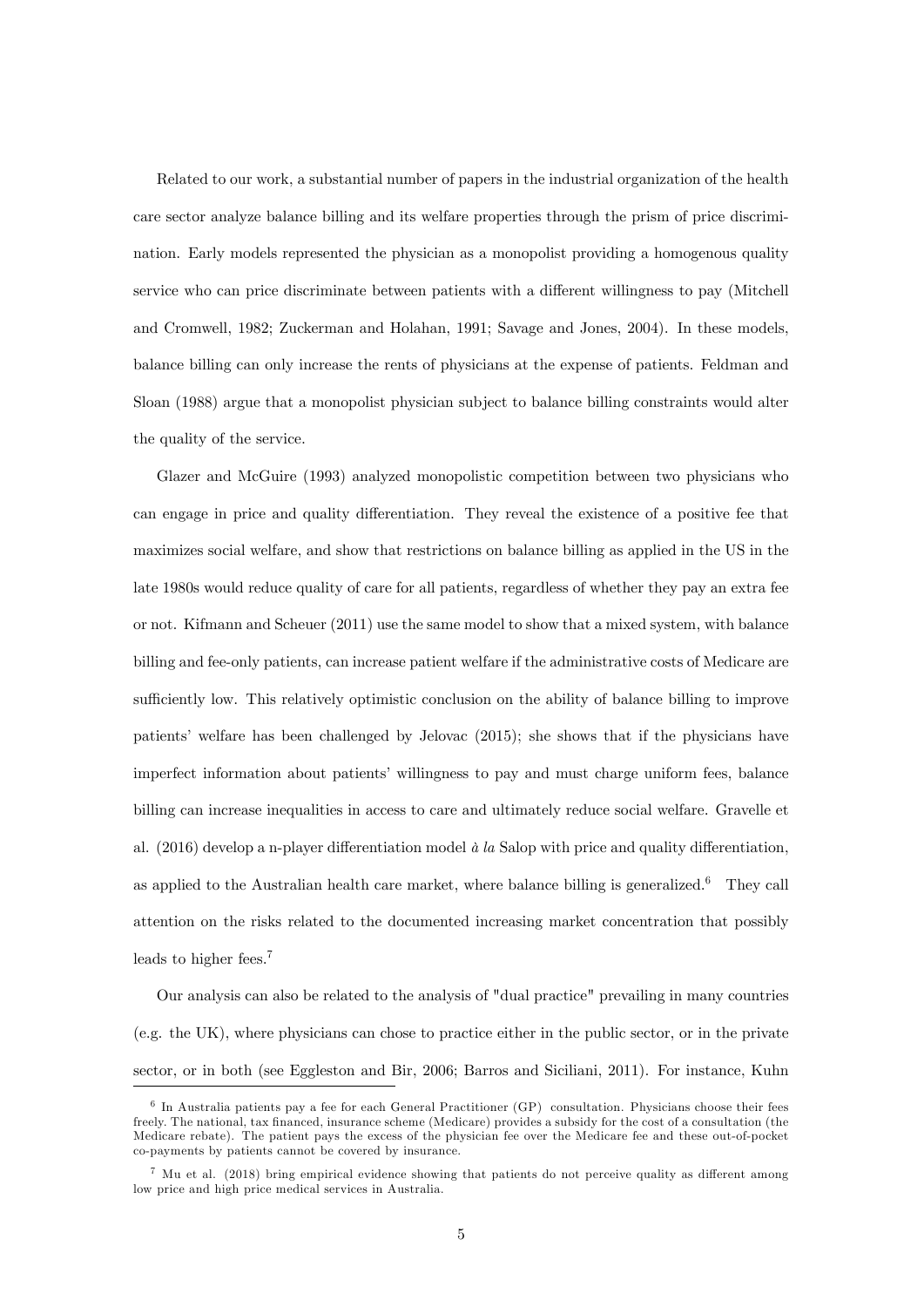Related to our work, a substantial number of papers in the industrial organization of the health care sector analyze balance billing and its welfare properties through the prism of price discrimination. Early models represented the physician as a monopolist providing a homogenous quality service who can price discriminate between patients with a different willingness to pay (Mitchell and Cromwell, 1982; Zuckerman and Holahan, 1991; Savage and Jones, 2004). In these models, balance billing can only increase the rents of physicians at the expense of patients. Feldman and Sloan (1988) argue that a monopolist physician subject to balance billing constraints would alter the quality of the service.

Glazer and McGuire (1993) analyzed monopolistic competition between two physicians who can engage in price and quality differentiation. They reveal the existence of a positive fee that maximizes social welfare, and show that restrictions on balance billing as applied in the US in the late 1980s would reduce quality of care for all patients, regardless of whether they pay an extra fee or not. Kifmann and Scheuer (2011) use the same model to show that a mixed system, with balance billing and fee-only patients, can increase patient welfare if the administrative costs of Medicare are sufficiently low. This relatively optimistic conclusion on the ability of balance billing to improve patients' welfare has been challenged by Jelovac (2015); she shows that if the physicians have imperfect information about patients' willingness to pay and must charge uniform fees, balance billing can increase inequalities in access to care and ultimately reduce social welfare. Gravelle et al. (2016) develop a n-player differentiation model *à la* Salop with price and quality differentiation, as applied to the Australian health care market, where balance billing is generalized.[6] They call attention on the risks related to the documented increasing market concentration that possibly leads to higher fees.[7]

Our analysis can also be related to the analysis of "dual practice" prevailing in many countries (e.g. the UK), where physicians can chose to practice either in the public sector, or in the private sector, or in both (see Eggleston and Bir, 2006; Barros and Siciliani, 2011). For instance, Kuhn

[6] In Australia patients pay a fee for each General Practitioner (GP) consultation. Physicians choose their fees freely. The national, tax financed, insurance scheme (Medicare) provides a subsidy for the cost of a consultation (the Medicare rebate). The patient pays the excess of the physician fee over the Medicare fee and these out-of-pocket co-payments by patients cannot be covered by insurance.

[7] Mu et al. (2018) bring empirical evidence showing that patients do not perceive quality as different among low price and high price medical services in Australia.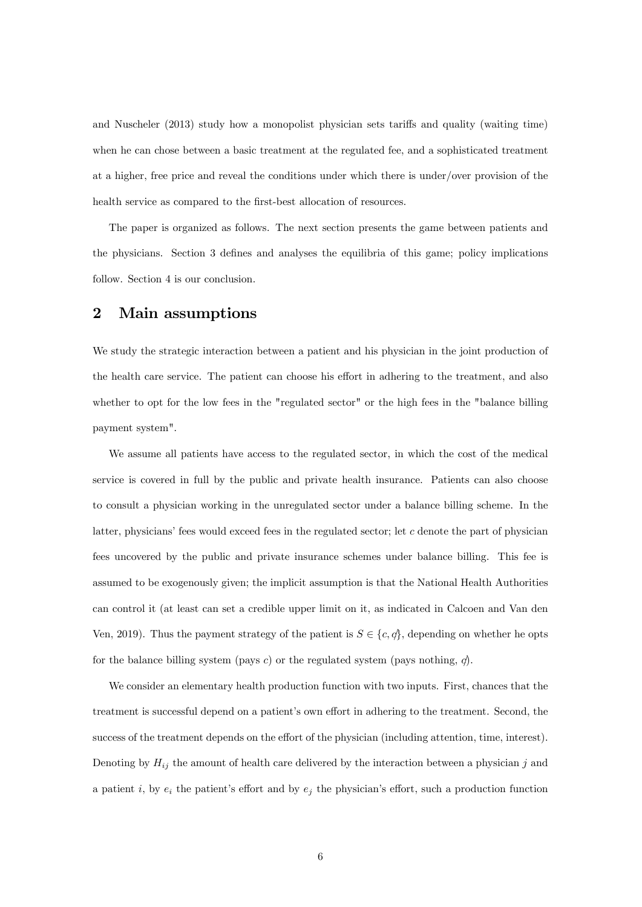and Nuscheler (2013) study how a monopolist physician sets tariffs and quality (waiting time) when he can chose between a basic treatment at the regulated fee, and a sophisticated treatment at a higher, free price and reveal the conditions under which there is under/over provision of the health service as compared to the first-best allocation of resources.

The paper is organized as follows. The next section presents the game between patients and the physicians. Section 3 defines and analyses the equilibria of this game; policy implications follow. Section 4 is our conclusion.

## 2 Main assumptions

We study the strategic interaction between a patient and his physician in the joint production of the health care service. The patient can choose his effort in adhering to the treatment, and also whether to opt for the low fees in the "regulated sector" or the high fees in the "balance billing payment system".

We assume all patients have access to the regulated sector, in which the cost of the medical service is covered in full by the public and private health insurance. Patients can also choose to consult a physician working in the unregulated sector under a balance billing scheme. In the latter, physicians' fees would exceed fees in the regulated sector; let $c$ denote the part of physician fees uncovered by the public and private insurance schemes under balance billing. This fee is assumed to be exogenously given; the implicit assumption is that the National Health Authorities can control it (at least can set a credible upper limit on it, as indicated in Calcoen and Van den Ven, 2019). Thus the payment strategy of the patient is $S \in \{c, \not{c}\}$, depending on whether he opts for the balance billing system (pays $c$) or the regulated system (pays nothing, $\not{c}$).

We consider an elementary health production function with two inputs. First, chances that the treatment is successful depend on a patient's own effort in adhering to the treatment. Second, the success of the treatment depends on the effort of the physician (including attention, time, interest). Denoting by $H_{ij}$ the amount of health care delivered by the interaction between a physician $j$ and a patient $i$, by $e_i$ the patient's effort and by $e_j$ the physician's effort, such a production function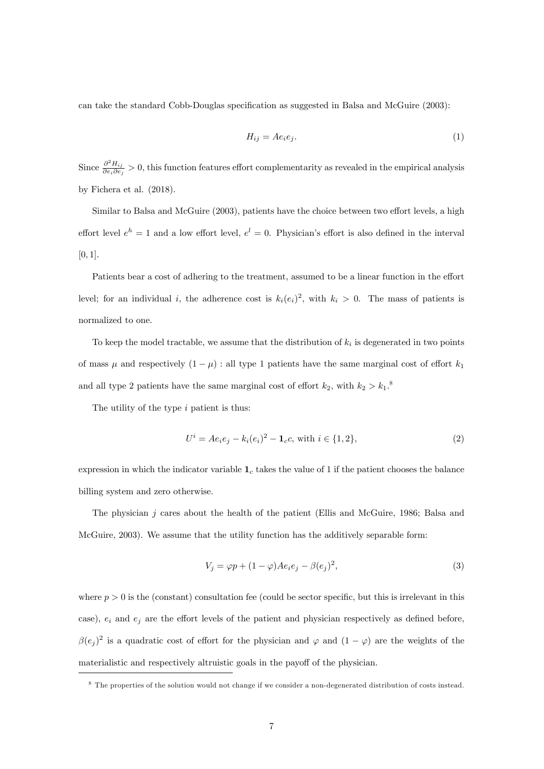can take the standard Cobb-Douglas specification as suggested in Balsa and McGuire (2003):

$$H_{ij} = Ae_ie_j. \tag{1}$$

Since $\frac{\partial^2 H_{ij}}{\partial e_i \partial e_j} > 0$, this function features effort complementarity as revealed in the empirical analysis by Fichera et al. (2018).

Similar to Balsa and McGuire (2003), patients have the choice between two effort levels, a high effort level $e^h = 1$ and a low effort level, $e^l = 0$. Physician's effort is also defined in the interval $[0, 1]$.

Patients bear a cost of adhering to the treatment, assumed to be a linear function in the effort level; for an individual $i$, the adherence cost is $k_i(e_i)^2$, with $k_i > 0$. The mass of patients is normalized to one.

To keep the model tractable, we assume that the distribution of $k_i$ is degenerated in two points of mass $\mu$ and respectively $(1 - \mu)$ : all type 1 patients have the same marginal cost of effort $k_1$ and all type 2 patients have the same marginal cost of effort $k_2$, with $k_2 > k_1$.[8]

The utility of the type $i$ patient is thus:

$$U^i = Ae_ie_j - k_i(e_i)^2 - \mathbf{1}_c c, \text{ with } i \in \{1, 2\}, \tag{2}$$

expression in which the indicator variable $\mathbf{1}_c$ takes the value of 1 if the patient chooses the balance billing system and zero otherwise.

The physician $j$ cares about the health of the patient (Ellis and McGuire, 1986; Balsa and McGuire, 2003). We assume that the utility function has the additively separable form:

$$V_j = \varphi p + (1 - \varphi)Ae_ie_j - \beta(e_j)^2, \tag{3}$$

where $p > 0$ is the (constant) consultation fee (could be sector specific, but this is irrelevant in this case), $e_i$ and $e_j$ are the effort levels of the patient and physician respectively as defined before, $\beta(e_j)^2$ is a quadratic cost of effort for the physician and $\varphi$ and $(1 - \varphi)$ are the weights of the materialistic and respectively altruistic goals in the payoff of the physician.

[8] The properties of the solution would not change if we consider a non-degenerated distribution of costs instead.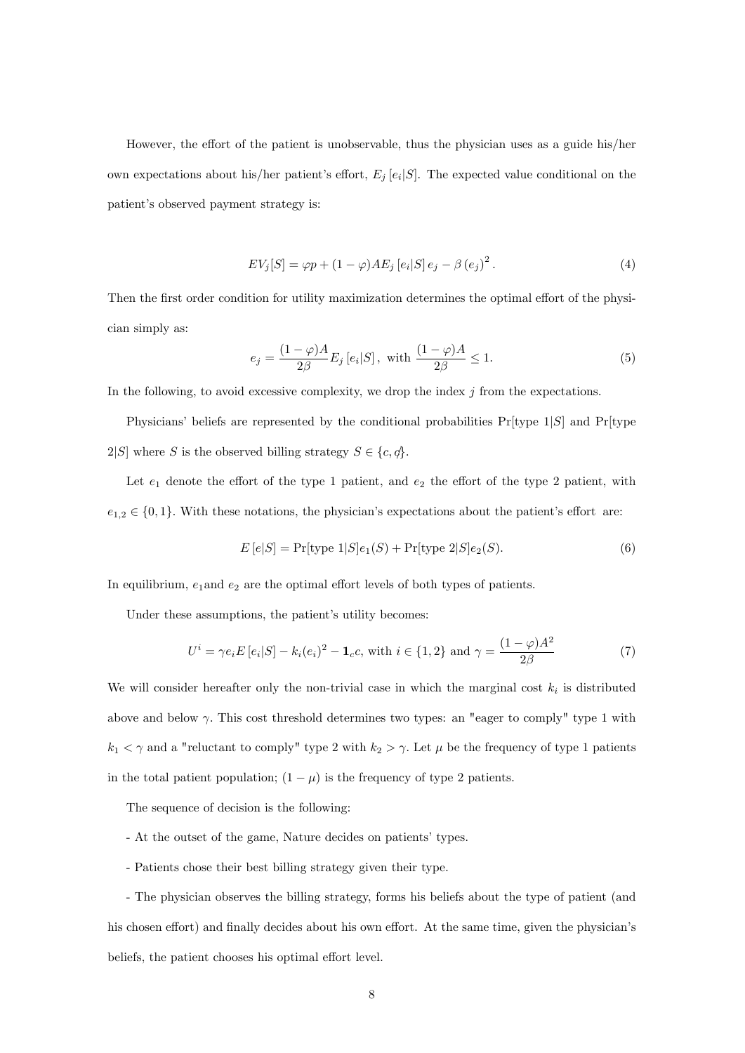However, the effort of the patient is unobservable, thus the physician uses as a guide his/her own expectations about his/her patient's effort, $E_j[e_i|S]$. The expected value conditional on the patient's observed payment strategy is:

$$EV_j[S] = \varphi p + (1-\varphi)AE_j[e_i|S]\,e_j - \beta\,(e_j)^2\,. \tag{4}$$

Then the first order condition for utility maximization determines the optimal effort of the physician simply as:

$$e_j = \frac{(1-\varphi)A}{2\beta}E_j[e_i|S]\,,\ \text{with}\ \frac{(1-\varphi)A}{2\beta} \leq 1. \tag{5}$$

In the following, to avoid excessive complexity, we drop the index $j$ from the expectations.

Physicians' beliefs are represented by the conditional probabilities Pr[type 1$|S$] and Pr[type 2$|S$] where $S$ is the observed billing strategy $S \in \{c, \not{c}\}$.

Let $e_1$ denote the effort of the type 1 patient, and $e_2$ the effort of the type 2 patient, with $e_{1,2} \in \{0,1\}$. With these notations, the physician's expectations about the patient's effort are:

$$E[e|S] = \Pr[\text{type } 1|S]e_1(S) + \Pr[\text{type } 2|S]e_2(S). \tag{6}$$

In equilibrium, $e_1$and $e_2$ are the optimal effort levels of both types of patients.

Under these assumptions, the patient's utility becomes:

$$U^i = \gamma e_i E[e_i|S] - k_i(e_i)^2 - \mathbf{1}_c c,\ \text{with}\ i \in \{1,2\}\ \text{and}\ \gamma = \frac{(1-\varphi)A^2}{2\beta} \tag{7}$$

We will consider hereafter only the non-trivial case in which the marginal cost $k_i$ is distributed above and below $\gamma$. This cost threshold determines two types: an "eager to comply" type 1 with $k_1 < \gamma$ and a "reluctant to comply" type 2 with $k_2 > \gamma$. Let $\mu$ be the frequency of type 1 patients in the total patient population; $(1-\mu)$ is the frequency of type 2 patients.

The sequence of decision is the following:

- At the outset of the game, Nature decides on patients' types.

- Patients chose their best billing strategy given their type.

- The physician observes the billing strategy, forms his beliefs about the type of patient (and his chosen effort) and finally decides about his own effort. At the same time, given the physician's beliefs, the patient chooses his optimal effort level.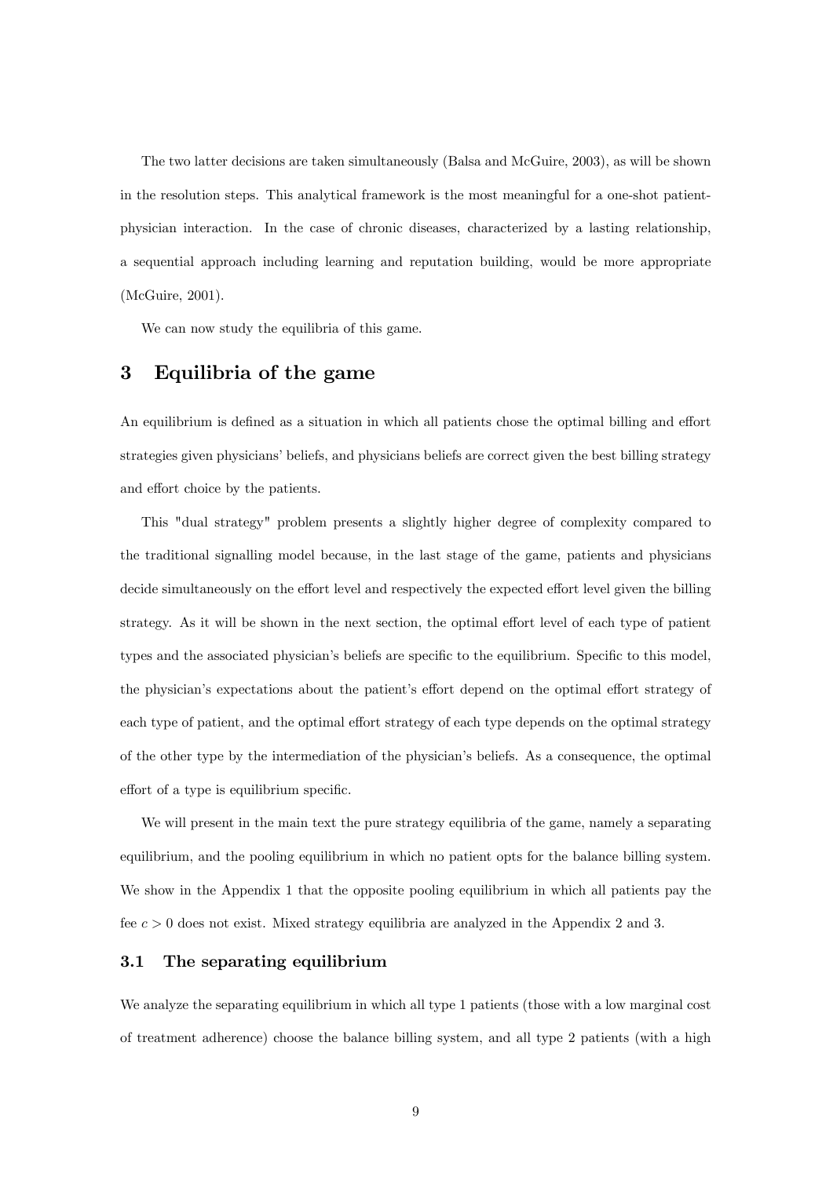The two latter decisions are taken simultaneously (Balsa and McGuire, 2003), as will be shown in the resolution steps. This analytical framework is the most meaningful for a one-shot patient-physician interaction. In the case of chronic diseases, characterized by a lasting relationship, a sequential approach including learning and reputation building, would be more appropriate (McGuire, 2001).

We can now study the equilibria of this game.

# 3 Equilibria of the game

An equilibrium is defined as a situation in which all patients chose the optimal billing and effort strategies given physicians' beliefs, and physicians beliefs are correct given the best billing strategy and effort choice by the patients.

This "dual strategy" problem presents a slightly higher degree of complexity compared to the traditional signalling model because, in the last stage of the game, patients and physicians decide simultaneously on the effort level and respectively the expected effort level given the billing strategy. As it will be shown in the next section, the optimal effort level of each type of patient types and the associated physician's beliefs are specific to the equilibrium. Specific to this model, the physician's expectations about the patient's effort depend on the optimal effort strategy of each type of patient, and the optimal effort strategy of each type depends on the optimal strategy of the other type by the intermediation of the physician's beliefs. As a consequence, the optimal effort of a type is equilibrium specific.

We will present in the main text the pure strategy equilibria of the game, namely a separating equilibrium, and the pooling equilibrium in which no patient opts for the balance billing system. We show in the Appendix 1 that the opposite pooling equilibrium in which all patients pay the fee $c > 0$ does not exist. Mixed strategy equilibria are analyzed in the Appendix 2 and 3.

## 3.1 The separating equilibrium

We analyze the separating equilibrium in which all type 1 patients (those with a low marginal cost of treatment adherence) choose the balance billing system, and all type 2 patients (with a high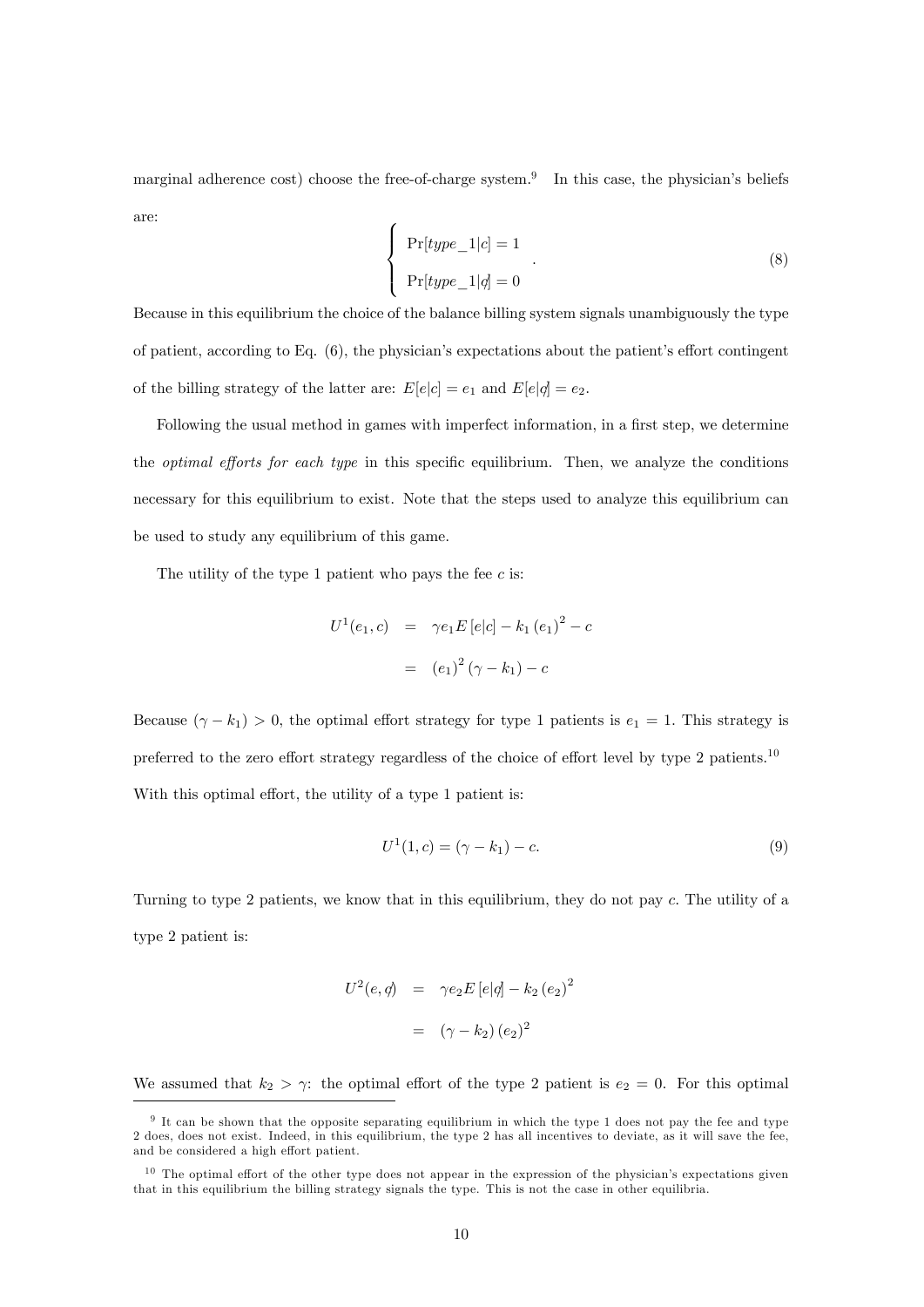marginal adherence cost) choose the free-of-charge system.[9] In this case, the physician's beliefs are:

$$\begin{cases} \Pr[type\_1|c] = 1 \\ \Pr[type\_1|\not{c}] = 0 \end{cases}. \tag{8}$$

Because in this equilibrium the choice of the balance billing system signals unambiguously the type of patient, according to Eq. (6), the physician's expectations about the patient's effort contingent of the billing strategy of the latter are: $E[e|c] = e_1$ and $E[e|\not{c}] = e_2$.

Following the usual method in games with imperfect information, in a first step, we determine the *optimal efforts for each type* in this specific equilibrium. Then, we analyze the conditions necessary for this equilibrium to exist. Note that the steps used to analyze this equilibrium can be used to study any equilibrium of this game.

The utility of the type 1 patient who pays the fee $c$ is:

$$\begin{aligned} U^1(e_1, c) &= \gamma e_1 E[e|c] - k_1 (e_1)^2 - c \\ &= (e_1)^2 (\gamma - k_1) - c \end{aligned}$$

Because $(\gamma - k_1) > 0$, the optimal effort strategy for type 1 patients is $e_1 = 1$. This strategy is preferred to the zero effort strategy regardless of the choice of effort level by type 2 patients.[10] With this optimal effort, the utility of a type 1 patient is:

$$U^1(1, c) = (\gamma - k_1) - c. \tag{9}$$

Turning to type 2 patients, we know that in this equilibrium, they do not pay $c$. The utility of a type 2 patient is:

$$\begin{aligned} U^2(e, \not{c}) &= \gamma e_2 E[e|\not{c}] - k_2 (e_2)^2 \\ &= (\gamma - k_2)(e_2)^2 \end{aligned}$$

We assumed that $k_2 > \gamma$: the optimal effort of the type 2 patient is $e_2 = 0$. For this optimal

---

[9] It can be shown that the opposite separating equilibrium in which the type 1 does not pay the fee and type 2 does, does not exist. Indeed, in this equilibrium, the type 2 has all incentives to deviate, as it will save the fee, and be considered a high effort patient.

[10] The optimal effort of the other type does not appear in the expression of the physician's expectations given that in this equilibrium the billing strategy signals the type. This is not the case in other equilibria.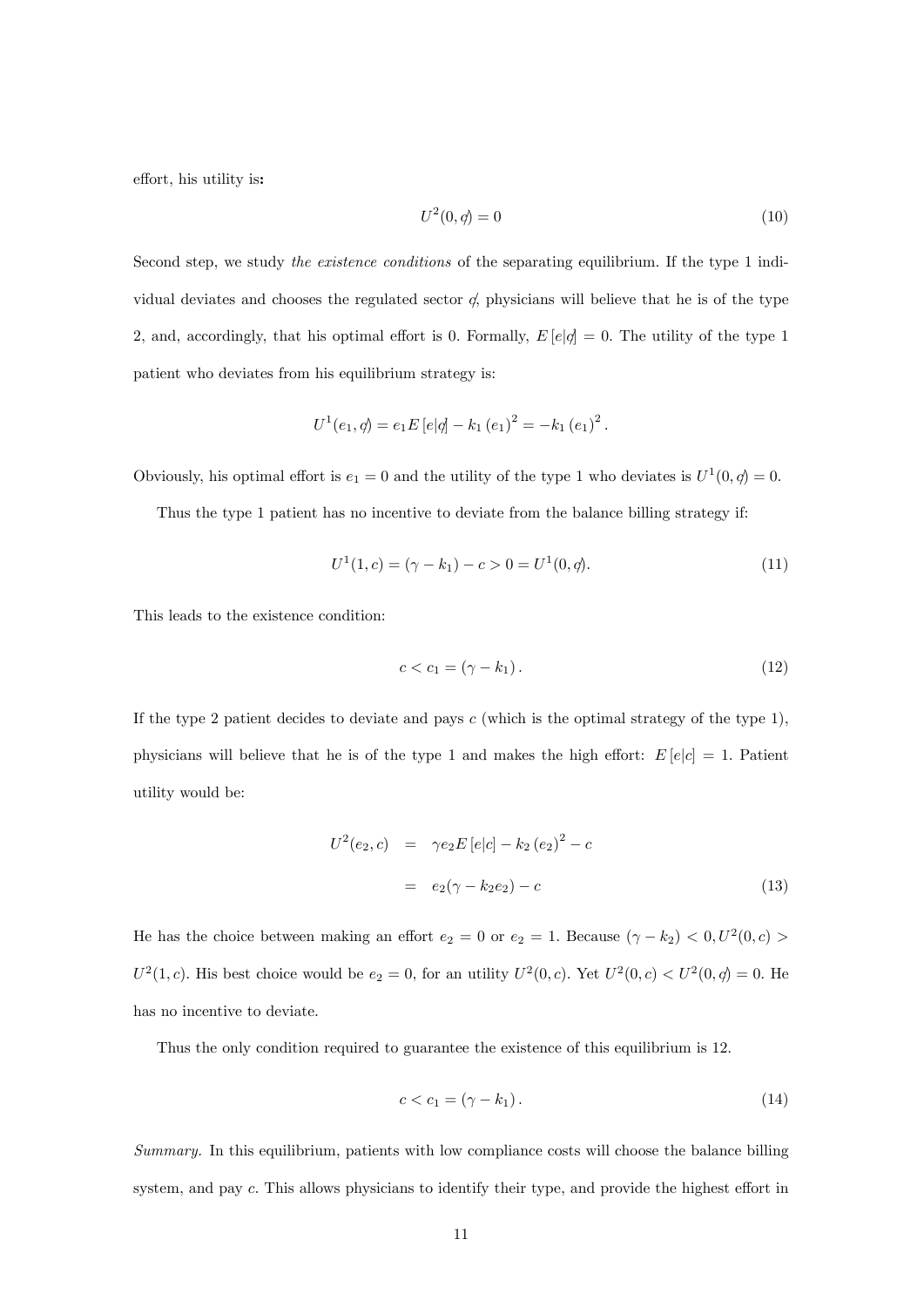effort, his utility is**:**

$$U^2(0, \not{c}) = 0 \tag{10}$$

Second step, we study *the existence conditions* of the separating equilibrium. If the type 1 individual deviates and chooses the regulated sector $\not{c}$, physicians will believe that he is of the type 2, and, accordingly, that his optimal effort is 0. Formally, $E[e|\not{c}] = 0$. The utility of the type 1 patient who deviates from his equilibrium strategy is:

$$U^1(e_1, \not{c}) = e_1 E[e|\not{c}] - k_1 (e_1)^2 = -k_1 (e_1)^2 .$$

Obviously, his optimal effort is $e_1 = 0$ and the utility of the type 1 who deviates is $U^1(0, \not{c}) = 0$.

Thus the type 1 patient has no incentive to deviate from the balance billing strategy if:

$$U^1(1, c) = (\gamma - k_1) - c > 0 = U^1(0, \not{c}). \tag{11}$$

This leads to the existence condition:

$$c < c_1 = (\gamma - k_1). \tag{12}$$

If the type 2 patient decides to deviate and pays $c$ (which is the optimal strategy of the type 1), physicians will believe that he is of the type 1 and makes the high effort: $E[e|c] = 1$. Patient utility would be:

$$\begin{aligned} U^2(e_2, c) &= \gamma e_2 E[e|c] - k_2 (e_2)^2 - c \\ &= e_2(\gamma - k_2 e_2) - c \end{aligned} \tag{13}$$

He has the choice between making an effort $e_2 = 0$ or $e_2 = 1$. Because $(\gamma - k_2) < 0, U^2(0, c) > U^2(1, c)$. His best choice would be $e_2 = 0$, for an utility $U^2(0, c)$. Yet $U^2(0, c) < U^2(0, \not{c}) = 0$. He has no incentive to deviate.

Thus the only condition required to guarantee the existence of this equilibrium is 12.

$$c < c_1 = (\gamma - k_1). \tag{14}$$

*Summary.* In this equilibrium, patients with low compliance costs will choose the balance billing system, and pay $c$. This allows physicians to identify their type, and provide the highest effort in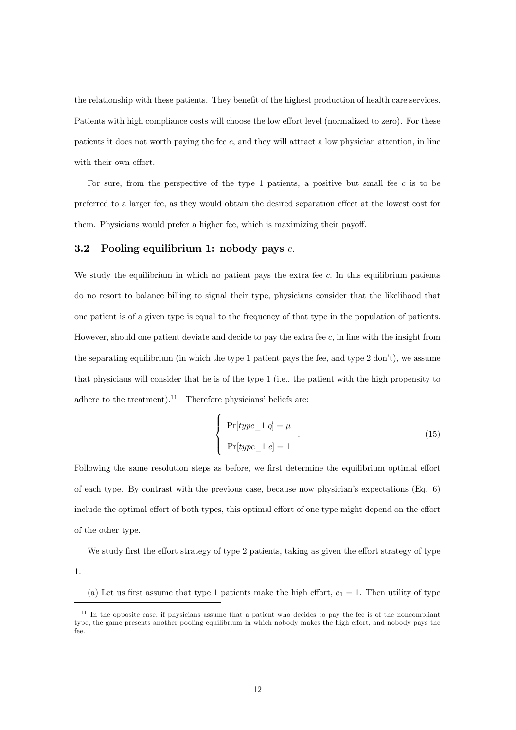the relationship with these patients. They benefit of the highest production of health care services. Patients with high compliance costs will choose the low effort level (normalized to zero). For these patients it does not worth paying the fee $c$, and they will attract a low physician attention, in line with their own effort.

For sure, from the perspective of the type 1 patients, a positive but small fee $c$ is to be preferred to a larger fee, as they would obtain the desired separation effect at the lowest cost for them. Physicians would prefer a higher fee, which is maximizing their payoff.

### 3.2 Pooling equilibrium 1: nobody pays $c$.

We study the equilibrium in which no patient pays the extra fee $c$. In this equilibrium patients do no resort to balance billing to signal their type, physicians consider that the likelihood that one patient is of a given type is equal to the frequency of that type in the population of patients. However, should one patient deviate and decide to pay the extra fee $c$, in line with the insight from the separating equilibrium (in which the type 1 patient pays the fee, and type 2 don't), we assume that physicians will consider that he is of the type 1 (i.e., the patient with the high propensity to adhere to the treatment).[11] Therefore physicians' beliefs are:

$$\left\{ \begin{array}{l} \Pr[type\_1|\not{c}] = \mu \\ \Pr[type\_1|c] = 1 \end{array} \right. . \tag{15}$$

Following the same resolution steps as before, we first determine the equilibrium optimal effort of each type. By contrast with the previous case, because now physician's expectations (Eq. 6) include the optimal effort of both types, this optimal effort of one type might depend on the effort of the other type.

We study first the effort strategy of type 2 patients, taking as given the effort strategy of type 1.

(a) Let us first assume that type 1 patients make the high effort, $e_1 = 1$. Then utility of type

[11] In the opposite case, if physicians assume that a patient who decides to pay the fee is of the noncompliant type, the game presents another pooling equilibrium in which nobody makes the high effort, and nobody pays the fee.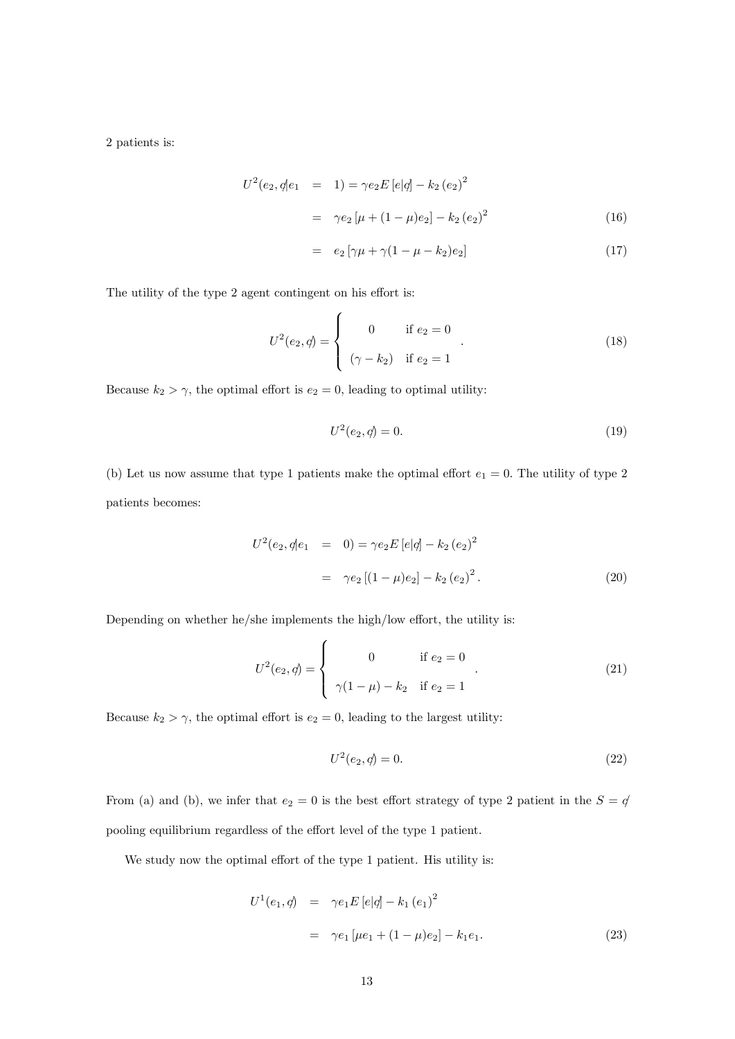2 patients is:

$$
\begin{aligned}
U^2(e_2, \not{q}|e_1 &= 1) = \gamma e_2 E\left[e|\not{q}\right] - k_2 \left(e_2\right)^2 \\
&= \gamma e_2 \left[\mu + (1-\mu)e_2\right] - k_2 \left(e_2\right)^2 \qquad (16) \\
&= e_2 \left[\gamma\mu + \gamma(1-\mu-k_2)e_2\right] \qquad (17)
\end{aligned}
$$

The utility of the type 2 agent contingent on his effort is:

$$
U^2(e_2, \not{q}) = \begin{cases} 0 & \text{if } e_2 = 0 \\ (\gamma - k_2) & \text{if } e_2 = 1 \end{cases}. \qquad (18)
$$

Because $k_2 > \gamma$, the optimal effort is $e_2 = 0$, leading to optimal utility:

$$
U^2(e_2, \not{q}) = 0. \qquad (19)
$$

(b) Let us now assume that type 1 patients make the optimal effort $e_1 = 0$. The utility of type 2 patients becomes:

$$
\begin{aligned}
U^2(e_2, \not{q}|e_1 &= 0) = \gamma e_2 E\left[e|\not{q}\right] - k_2 \left(e_2\right)^2 \\
&= \gamma e_2 \left[(1-\mu)e_2\right] - k_2 \left(e_2\right)^2. \qquad (20)
\end{aligned}
$$

Depending on whether he/she implements the high/low effort, the utility is:

$$
U^2(e_2, \not{q}) = \begin{cases} 0 & \text{if } e_2 = 0 \\ \gamma(1-\mu) - k_2 & \text{if } e_2 = 1 \end{cases}. \qquad (21)
$$

Because $k_2 > \gamma$, the optimal effort is $e_2 = 0$, leading to the largest utility:

$$
U^2(e_2, \not{q}) = 0. \qquad (22)
$$

From (a) and (b), we infer that $e_2 = 0$ is the best effort strategy of type 2 patient in the $S = \not{q}$ pooling equilibrium regardless of the effort level of the type 1 patient.

We study now the optimal effort of the type 1 patient. His utility is:

$$
\begin{aligned}
U^1(e_1, \not{q}) &= \gamma e_1 E\left[e|\not{q}\right] - k_1 \left(e_1\right)^2 \\
&= \gamma e_1 \left[\mu e_1 + (1-\mu)e_2\right] - k_1 e_1. \qquad (23)
\end{aligned}
$$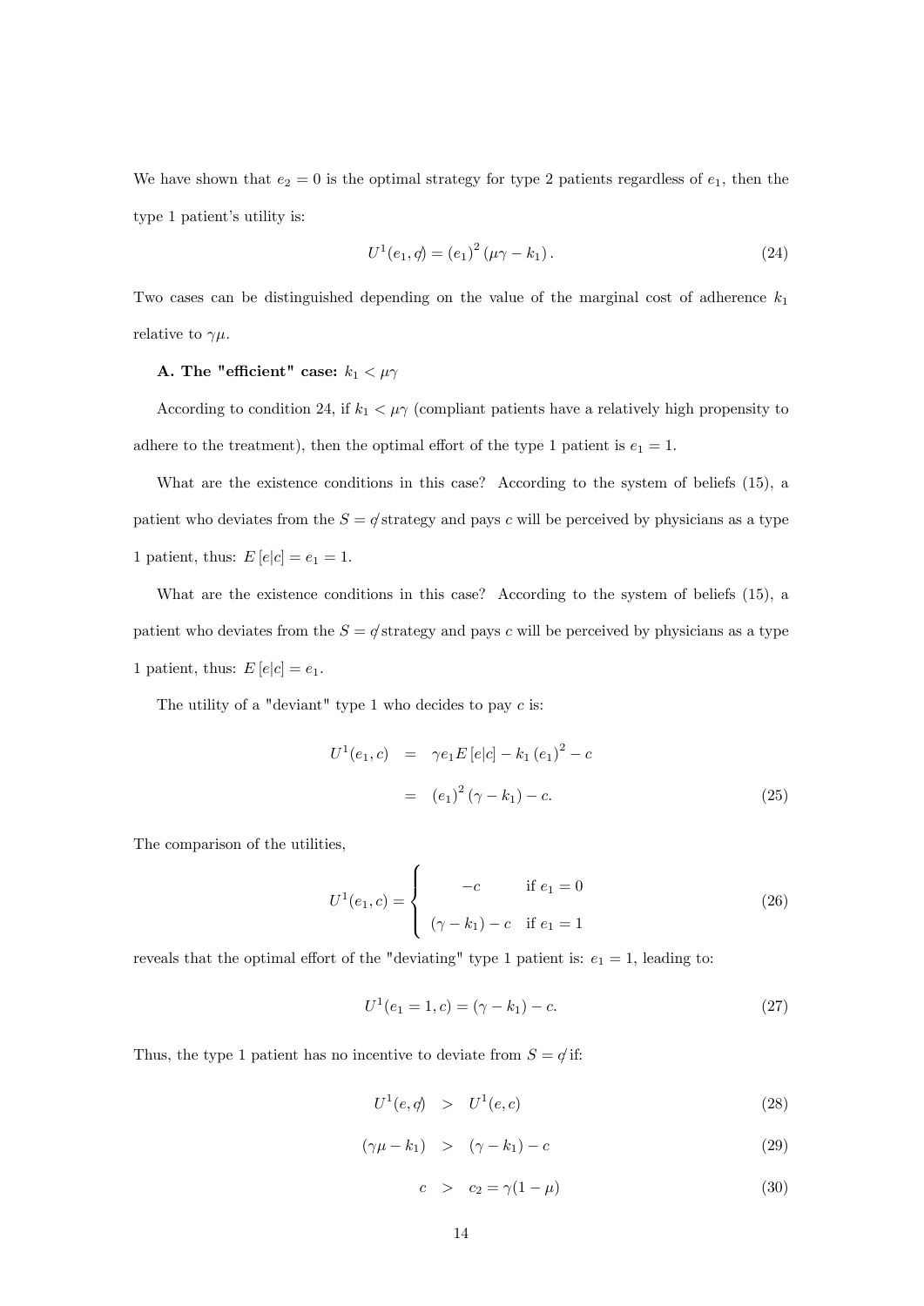We have shown that $e_2 = 0$ is the optimal strategy for type 2 patients regardless of $e_1$, then the type 1 patient's utility is:

$$U^1(e_1, \not{c}) = (e_1)^2 (\mu\gamma - k_1). \tag{24}$$

Two cases can be distinguished depending on the value of the marginal cost of adherence $k_1$ relative to $\gamma\mu$.

**A. The "efficient" case:** $k_1 < \mu\gamma$

According to condition 24, if $k_1 < \mu\gamma$ (compliant patients have a relatively high propensity to adhere to the treatment), then the optimal effort of the type 1 patient is $e_1 = 1$.

What are the existence conditions in this case? According to the system of beliefs (15), a patient who deviates from the $S = \not{c}$ strategy and pays $c$ will be perceived by physicians as a type 1 patient, thus: $E[e|c] = e_1 = 1$.

What are the existence conditions in this case? According to the system of beliefs (15), a patient who deviates from the $S = \not{c}$ strategy and pays $c$ will be perceived by physicians as a type 1 patient, thus: $E[e|c] = e_1$.

The utility of a "deviant" type 1 who decides to pay $c$ is:

$$\begin{aligned} U^1(e_1, c) &= \gamma e_1 E[e|c] - k_1 (e_1)^2 - c \\ &= (e_1)^2 (\gamma - k_1) - c. \end{aligned} \tag{25}$$

The comparison of the utilities,

$$U^1(e_1, c) = \begin{cases} -c & \text{if } e_1 = 0 \\ (\gamma - k_1) - c & \text{if } e_1 = 1 \end{cases} \tag{26}$$

reveals that the optimal effort of the "deviating" type 1 patient is: $e_1 = 1$, leading to:

$$U^1(e_1 = 1, c) = (\gamma - k_1) - c. \tag{27}$$

Thus, the type 1 patient has no incentive to deviate from $S = \not{c}$ if:

$$U^1(e, \not{c}) > U^1(e, c) \tag{28}$$

$$(\gamma\mu - k_1) > (\gamma - k_1) - c \tag{29}$$

$$c > c_2 = \gamma(1 - \mu) \tag{30}$$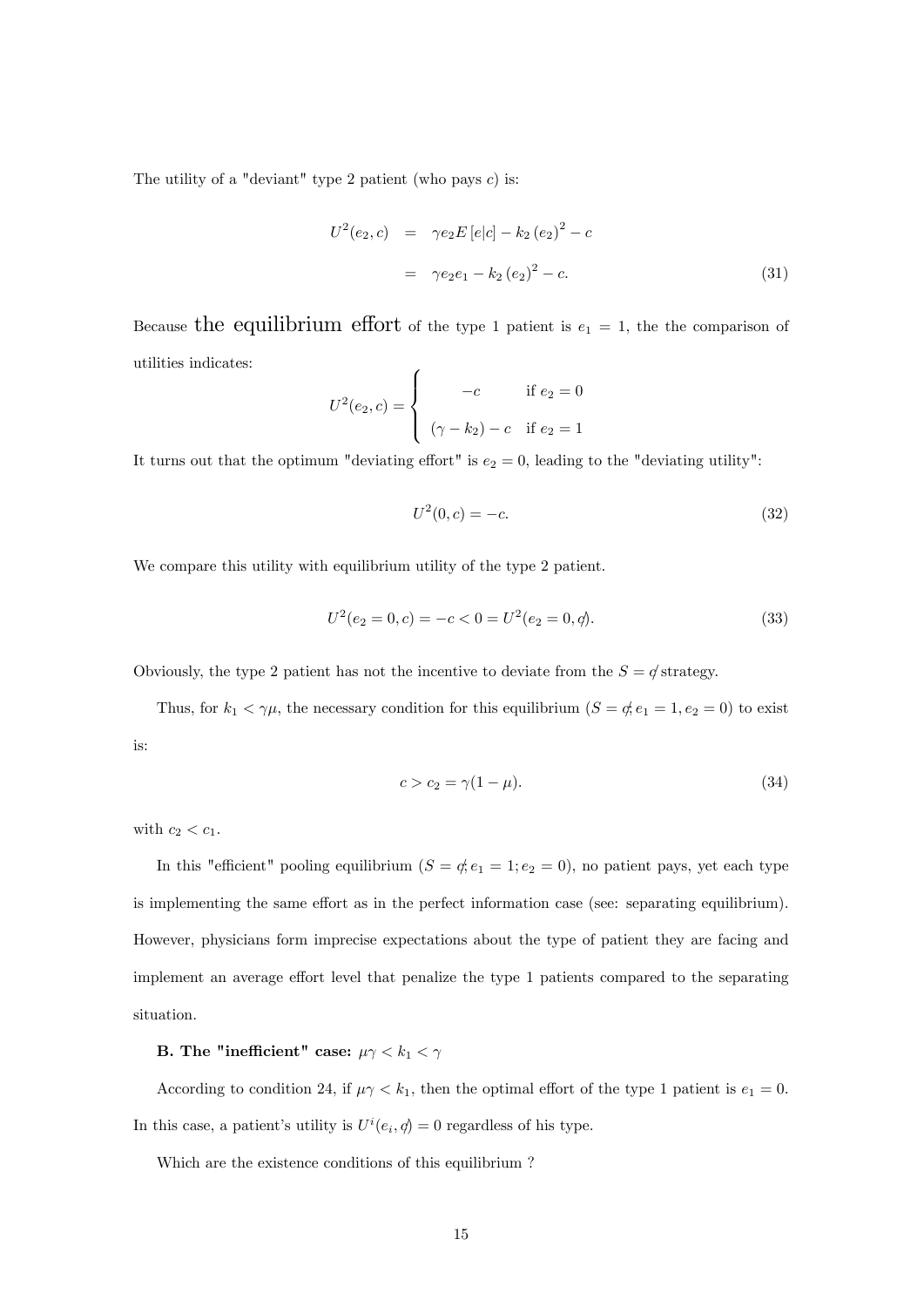The utility of a "deviant" type 2 patient (who pays $c$) is:

$$\begin{aligned} U^2(e_2, c) &= \gamma e_2 E\left[e|c\right] - k_2\left(e_2\right)^2 - c \\ &= \gamma e_2 e_1 - k_2\left(e_2\right)^2 - c. \end{aligned} \tag{31}$$

Because the equilibrium effort of the type 1 patient is $e_1 = 1$, the the comparison of utilities indicates:

$$U^2(e_2, c) = \begin{cases} -c & \text{if } e_2 = 0 \\ (\gamma - k_2) - c & \text{if } e_2 = 1 \end{cases}$$

It turns out that the optimum "deviating effort" is $e_2 = 0$, leading to the "deviating utility":

$$U^2(0, c) = -c. \tag{32}$$

We compare this utility with equilibrium utility of the type 2 patient.

$$U^2(e_2 = 0, c) = -c < 0 = U^2(e_2 = 0, \not{c}). \tag{33}$$

Obviously, the type 2 patient has not the incentive to deviate from the $S = \not{c}$ strategy.

Thus, for $k_1 < \gamma\mu$, the necessary condition for this equilibrium ($S = \not{c}; e_1 = 1, e_2 = 0$) to exist is:

$$c > c_2 = \gamma(1 - \mu). \tag{34}$$

with $c_2 < c_1$.

In this "efficient" pooling equilibrium ($S = \not{c}; e_1 = 1; e_2 = 0$), no patient pays, yet each type is implementing the same effort as in the perfect information case (see: separating equilibrium). However, physicians form imprecise expectations about the type of patient they are facing and implement an average effort level that penalize the type 1 patients compared to the separating situation.

**B. The "inefficient" case: $\mu\gamma < k_1 < \gamma$**

According to condition 24, if $\mu\gamma < k_1$, then the optimal effort of the type 1 patient is $e_1 = 0$. In this case, a patient's utility is $U^i(e_i, \not{c}) = 0$ regardless of his type.

Which are the existence conditions of this equilibrium ?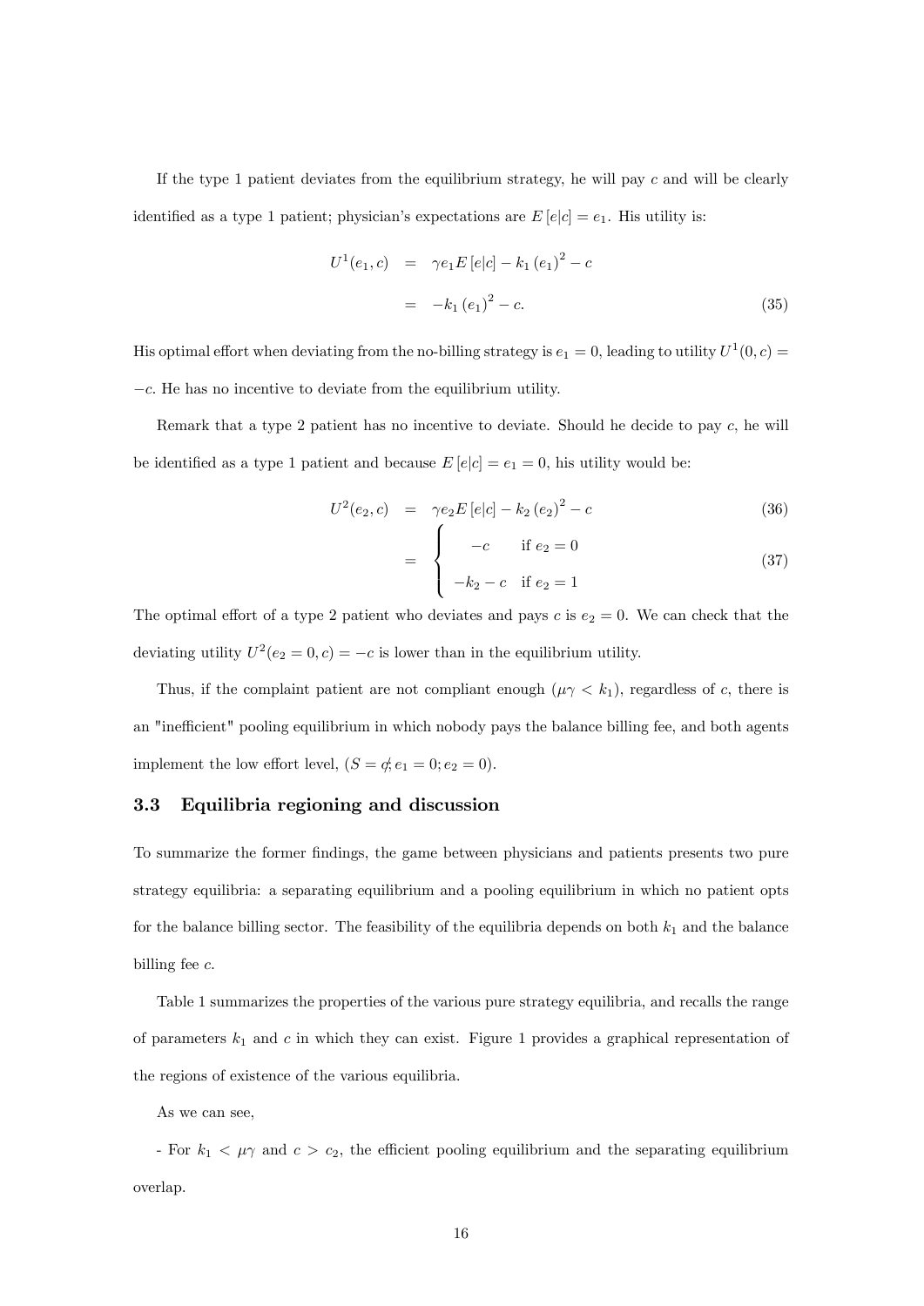If the type 1 patient deviates from the equilibrium strategy, he will pay $c$ and will be clearly identified as a type 1 patient; physician's expectations are $E[e|c] = e_1$. His utility is:

$$
\begin{aligned}
U^1(e_1, c) &= \gamma e_1 E[e|c] - k_1 (e_1)^2 - c \\
&= -k_1 (e_1)^2 - c.
\end{aligned} \tag{35}
$$

His optimal effort when deviating from the no-billing strategy is $e_1 = 0$, leading to utility $U^1(0, c) = -c$. He has no incentive to deviate from the equilibrium utility.

Remark that a type 2 patient has no incentive to deviate. Should he decide to pay $c$, he will be identified as a type 1 patient and because $E[e|c] = e_1 = 0$, his utility would be:

$$
U^2(e_2, c) = \gamma e_2 E[e|c] - k_2 (e_2)^2 - c \tag{36}
$$

$$
= \begin{cases} -c & \text{if } e_2 = 0 \\ -k_2 - c & \text{if } e_2 = 1 \end{cases} \tag{37}
$$

The optimal effort of a type 2 patient who deviates and pays $c$ is $e_2 = 0$. We can check that the deviating utility $U^2(e_2 = 0, c) = -c$ is lower than in the equilibrium utility.

Thus, if the complaint patient are not compliant enough ($\mu\gamma < k_1$), regardless of $c$, there is an "inefficient" pooling equilibrium in which nobody pays the balance billing fee, and both agents implement the low effort level, $(S = \not{c}; e_1 = 0; e_2 = 0)$.

### 3.3 Equilibria regioning and discussion

To summarize the former findings, the game between physicians and patients presents two pure strategy equilibria: a separating equilibrium and a pooling equilibrium in which no patient opts for the balance billing sector. The feasibility of the equilibria depends on both $k_1$ and the balance billing fee $c$.

Table 1 summarizes the properties of the various pure strategy equilibria, and recalls the range of parameters $k_1$ and $c$ in which they can exist. Figure 1 provides a graphical representation of the regions of existence of the various equilibria.

As we can see,

- For $k_1 < \mu\gamma$ and $c > c_2$, the efficient pooling equilibrium and the separating equilibrium overlap.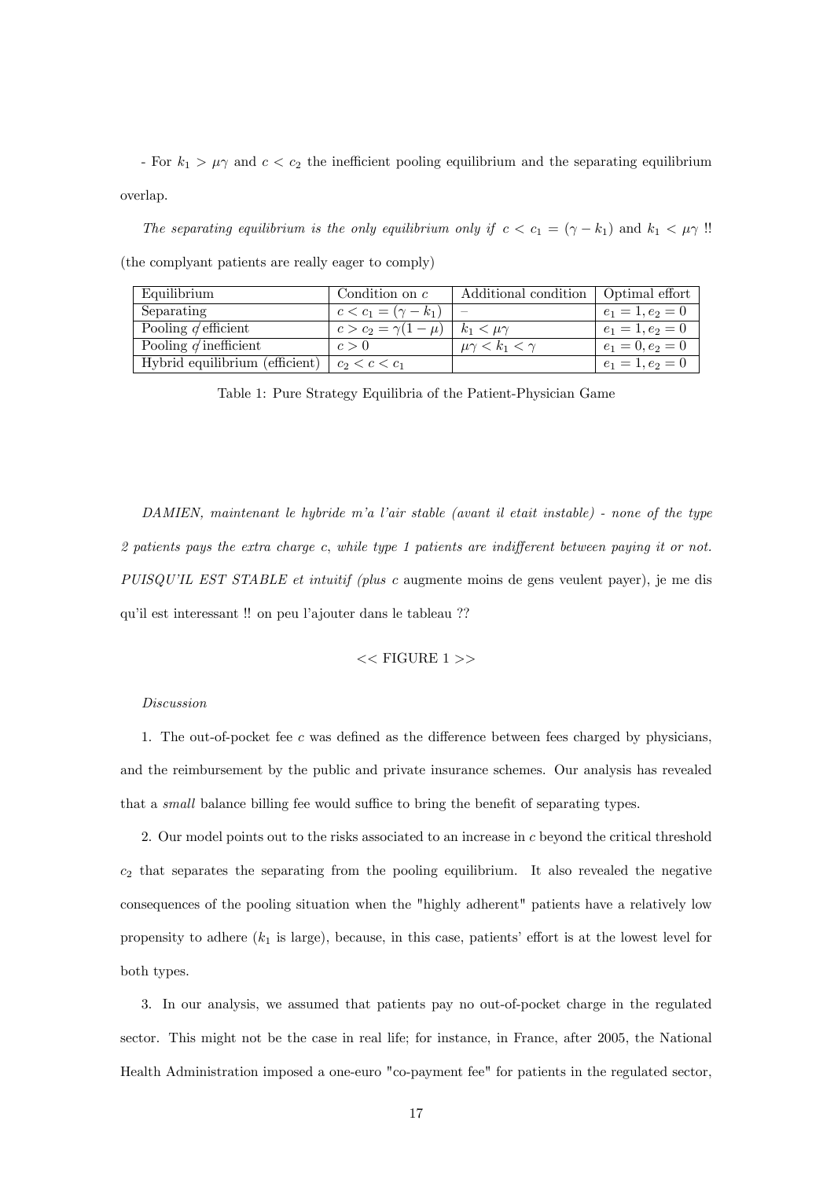- For $k_1 > \mu\gamma$ and $c < c_2$ the inefficient pooling equilibrium and the separating equilibrium overlap.

*The separating equilibrium is the only equilibrium only if $c < c_1 = (\gamma - k_1)$ and $k_1 < \mu\gamma$ !!* (the complyant patients are really eager to comply)

| Equilibrium | Condition on $c$ | Additional condition | Optimal effort |
|---|---|---|---|
| Separating | $c < c_1 = (\gamma - k_1)$ | – | $e_1 = 1, e_2 = 0$ |
| Pooling $\not{c}$ efficient | $c > c_2 = \gamma(1 - \mu)$ | $k_1 < \mu\gamma$ | $e_1 = 1, e_2 = 0$ |
| Pooling $\not{c}$ inefficient | $c > 0$ | $\mu\gamma < k_1 < \gamma$ | $e_1 = 0, e_2 = 0$ |
| Hybrid equilibrium (efficient) | $c_2 < c < c_1$ | | $e_1 = 1, e_2 = 0$ |

Table 1: Pure Strategy Equilibria of the Patient-Physician Game

*DAMIEN, maintenant le hybride m'a l'air stable (avant il etait instable) - none of the type 2 patients pays the extra charge c, while type 1 patients are indifferent between paying it or not. PUISQU'IL EST STABLE et intuitif (plus* c augmente moins de gens veulent payer), je me dis qu'il est interessant !! on peu l'ajouter dans le tableau ??

<< FIGURE 1 >>

*Discussion*

1. The out-of-pocket fee $c$ was defined as the difference between fees charged by physicians, and the reimbursement by the public and private insurance schemes. Our analysis has revealed that a *small* balance billing fee would suffice to bring the benefit of separating types.

2. Our model points out to the risks associated to an increase in $c$ beyond the critical threshold $c_2$ that separates the separating from the pooling equilibrium. It also revealed the negative consequences of the pooling situation when the "highly adherent" patients have a relatively low propensity to adhere ($k_1$ is large), because, in this case, patients' effort is at the lowest level for both types.

3. In our analysis, we assumed that patients pay no out-of-pocket charge in the regulated sector. This might not be the case in real life; for instance, in France, after 2005, the National Health Administration imposed a one-euro "co-payment fee" for patients in the regulated sector,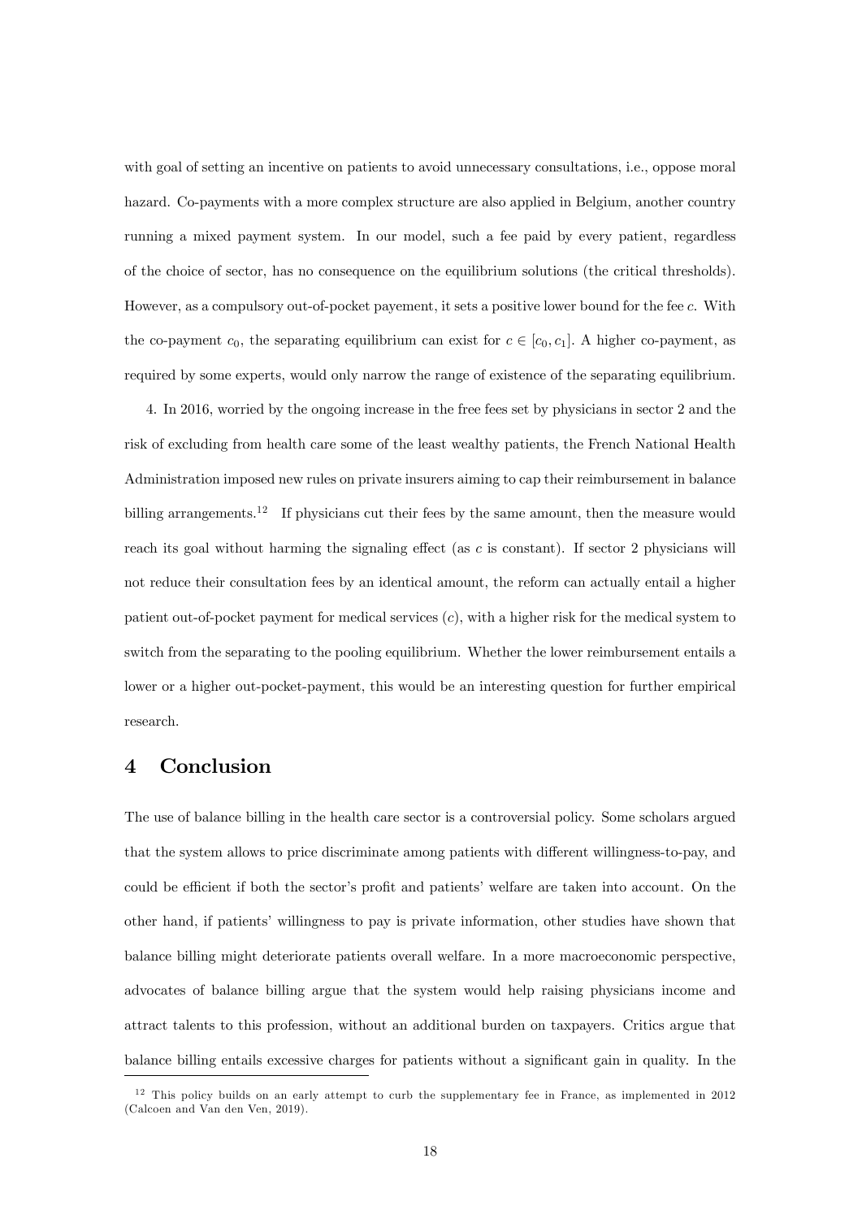with goal of setting an incentive on patients to avoid unnecessary consultations, i.e., oppose moral hazard. Co-payments with a more complex structure are also applied in Belgium, another country running a mixed payment system. In our model, such a fee paid by every patient, regardless of the choice of sector, has no consequence on the equilibrium solutions (the critical thresholds). However, as a compulsory out-of-pocket payement, it sets a positive lower bound for the fee $c$. With the co-payment $c_0$, the separating equilibrium can exist for $c \in [c_0, c_1]$. A higher co-payment, as required by some experts, would only narrow the range of existence of the separating equilibrium.

4. In 2016, worried by the ongoing increase in the free fees set by physicians in sector 2 and the risk of excluding from health care some of the least wealthy patients, the French National Health Administration imposed new rules on private insurers aiming to cap their reimbursement in balance billing arrangements.[12] If physicians cut their fees by the same amount, then the measure would reach its goal without harming the signaling effect (as $c$ is constant). If sector 2 physicians will not reduce their consultation fees by an identical amount, the reform can actually entail a higher patient out-of-pocket payment for medical services ($c$), with a higher risk for the medical system to switch from the separating to the pooling equilibrium. Whether the lower reimbursement entails a lower or a higher out-pocket-payment, this would be an interesting question for further empirical research.

# 4 Conclusion

The use of balance billing in the health care sector is a controversial policy. Some scholars argued that the system allows to price discriminate among patients with different willingness-to-pay, and could be efficient if both the sector's profit and patients' welfare are taken into account. On the other hand, if patients' willingness to pay is private information, other studies have shown that balance billing might deteriorate patients overall welfare. In a more macroeconomic perspective, advocates of balance billing argue that the system would help raising physicians income and attract talents to this profession, without an additional burden on taxpayers. Critics argue that balance billing entails excessive charges for patients without a significant gain in quality. In the

[12] This policy builds on an early attempt to curb the supplementary fee in France, as implemented in 2012 (Calcoen and Van den Ven, 2019).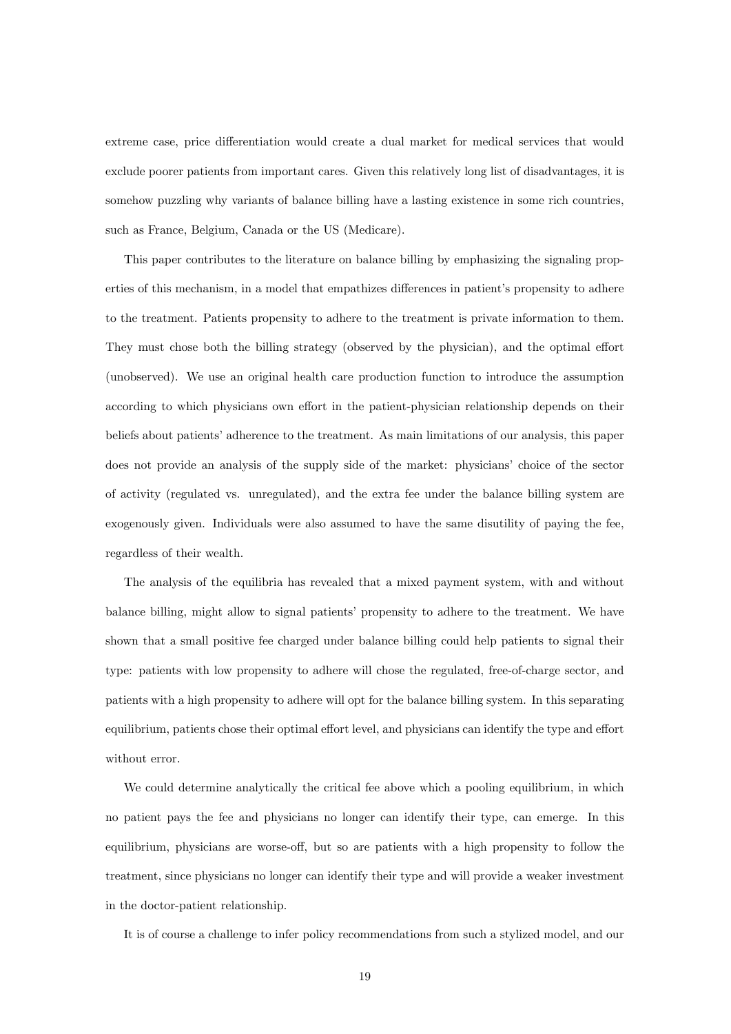extreme case, price differentiation would create a dual market for medical services that would exclude poorer patients from important cares. Given this relatively long list of disadvantages, it is somehow puzzling why variants of balance billing have a lasting existence in some rich countries, such as France, Belgium, Canada or the US (Medicare).

This paper contributes to the literature on balance billing by emphasizing the signaling properties of this mechanism, in a model that empathizes differences in patient's propensity to adhere to the treatment. Patients propensity to adhere to the treatment is private information to them. They must chose both the billing strategy (observed by the physician), and the optimal effort (unobserved). We use an original health care production function to introduce the assumption according to which physicians own effort in the patient-physician relationship depends on their beliefs about patients' adherence to the treatment. As main limitations of our analysis, this paper does not provide an analysis of the supply side of the market: physicians' choice of the sector of activity (regulated vs. unregulated), and the extra fee under the balance billing system are exogenously given. Individuals were also assumed to have the same disutility of paying the fee, regardless of their wealth.

The analysis of the equilibria has revealed that a mixed payment system, with and without balance billing, might allow to signal patients' propensity to adhere to the treatment. We have shown that a small positive fee charged under balance billing could help patients to signal their type: patients with low propensity to adhere will chose the regulated, free-of-charge sector, and patients with a high propensity to adhere will opt for the balance billing system. In this separating equilibrium, patients chose their optimal effort level, and physicians can identify the type and effort without error.

We could determine analytically the critical fee above which a pooling equilibrium, in which no patient pays the fee and physicians no longer can identify their type, can emerge. In this equilibrium, physicians are worse-off, but so are patients with a high propensity to follow the treatment, since physicians no longer can identify their type and will provide a weaker investment in the doctor-patient relationship.

It is of course a challenge to infer policy recommendations from such a stylized model, and our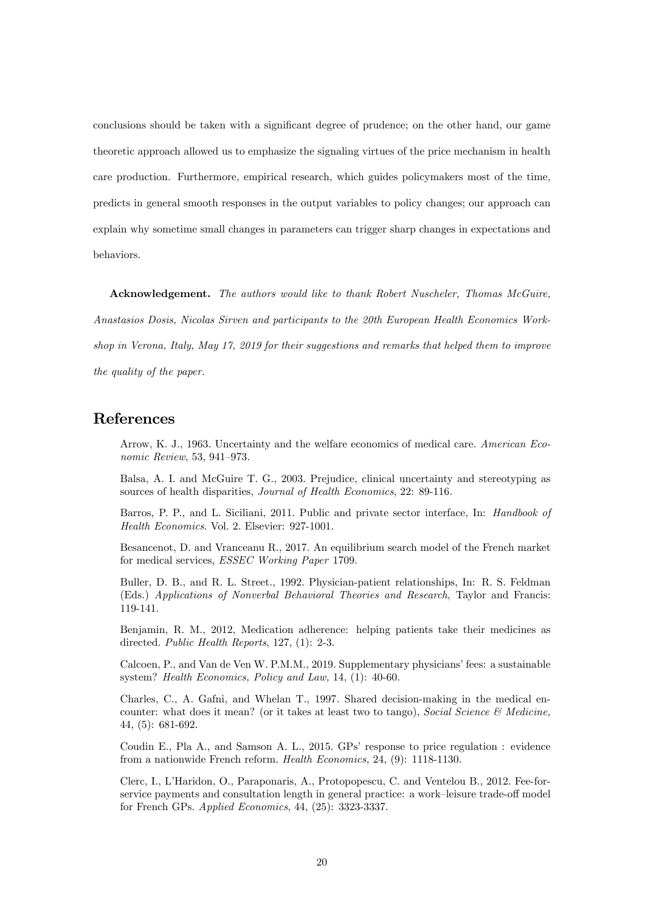conclusions should be taken with a significant degree of prudence; on the other hand, our game theoretic approach allowed us to emphasize the signaling virtues of the price mechanism in health care production. Furthermore, empirical research, which guides policymakers most of the time, predicts in general smooth responses in the output variables to policy changes; our approach can explain why sometime small changes in parameters can trigger sharp changes in expectations and behaviors.

**Acknowledgement.** *The authors would like to thank Robert Nuscheler, Thomas McGuire, Anastasios Dosis, Nicolas Sirven and participants to the 20th European Health Economics Workshop in Verona, Italy, May 17, 2019 for their suggestions and remarks that helped them to improve the quality of the paper.*

## References

Arrow, K. J., 1963. Uncertainty and the welfare economics of medical care. *American Economic Review*, 53, 941–973.

Balsa, A. I. and McGuire T. G., 2003. Prejudice, clinical uncertainty and stereotyping as sources of health disparities, *Journal of Health Economics*, 22: 89-116.

Barros, P. P., and L. Siciliani, 2011. Public and private sector interface, In: *Handbook of Health Economics*. Vol. 2. Elsevier: 927-1001.

Besancenot, D. and Vranceanu R., 2017. An equilibrium search model of the French market for medical services, *ESSEC Working Paper* 1709.

Buller, D. B., and R. L. Street., 1992. Physician-patient relationships, In: R. S. Feldman (Eds.) *Applications of Nonverbal Behavioral Theories and Research*, Taylor and Francis: 119-141.

Benjamin, R. M., 2012, Medication adherence: helping patients take their medicines as directed. *Public Health Reports*, 127, (1): 2-3.

Calcoen, P., and Van de Ven W. P.M.M., 2019. Supplementary physicians' fees: a sustainable system? *Health Economics, Policy and Law,* 14, (1): 40-60.

Charles, C., A. Gafni, and Whelan T., 1997. Shared decision-making in the medical encounter: what does it mean? (or it takes at least two to tango), *Social Science & Medicine,* 44, (5): 681-692.

Coudin E., Pla A., and Samson A. L., 2015. GPs' response to price regulation : evidence from a nationwide French reform. *Health Economics,* 24, (9): 1118-1130.

Clerc, I., L'Haridon, O., Paraponaris, A., Protopopescu, C. and Ventelou B., 2012. Fee-for-service payments and consultation length in general practice: a work–leisure trade-off model for French GPs. *Applied Economics*, 44, (25): 3323-3337.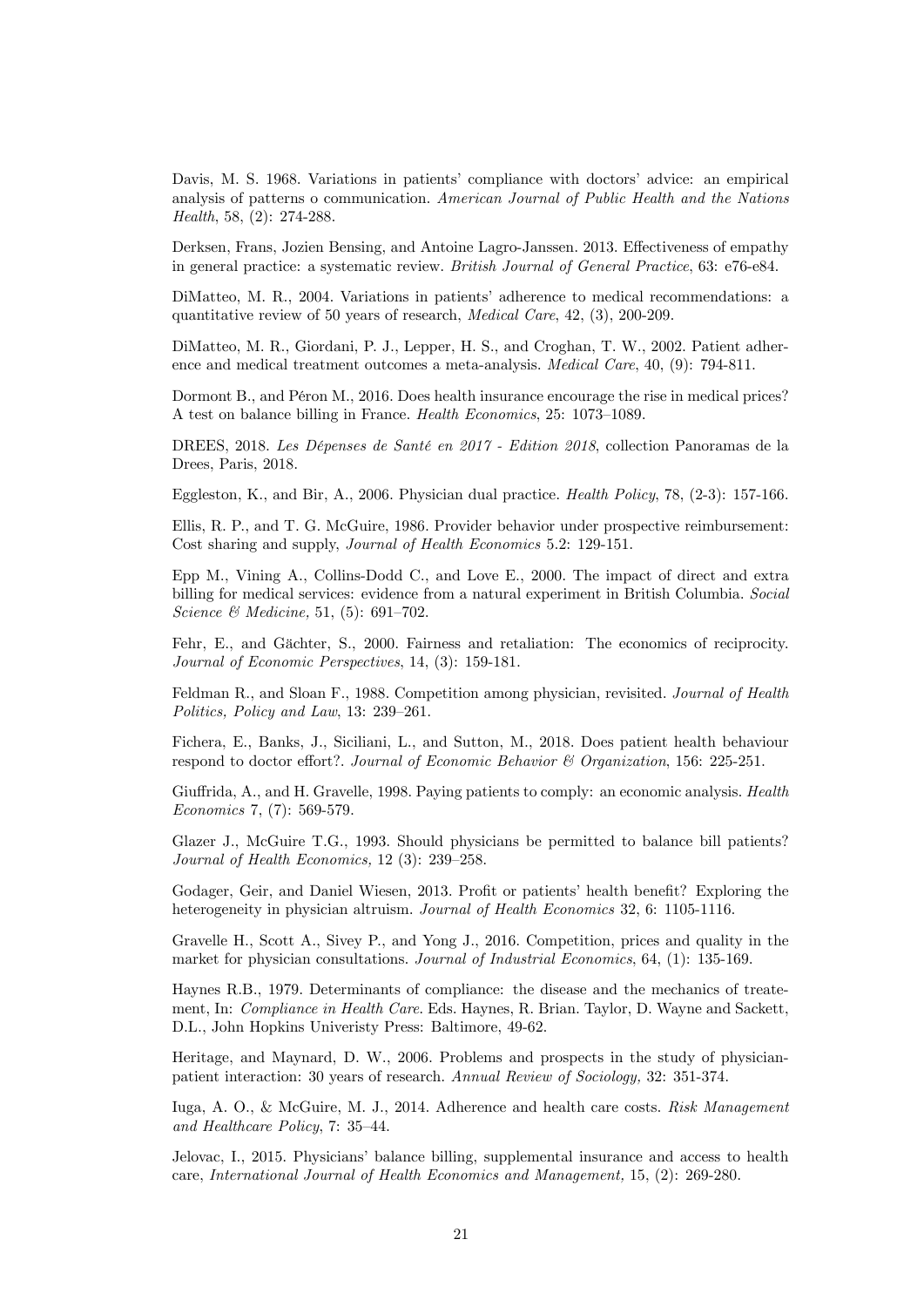Davis, M. S. 1968. Variations in patients' compliance with doctors' advice: an empirical analysis of patterns o communication. *American Journal of Public Health and the Nations Health*, 58, (2): 274-288.

Derksen, Frans, Jozien Bensing, and Antoine Lagro-Janssen. 2013. Effectiveness of empathy in general practice: a systematic review. *British Journal of General Practice*, 63: e76-e84.

DiMatteo, M. R., 2004. Variations in patients' adherence to medical recommendations: a quantitative review of 50 years of research, *Medical Care*, 42, (3), 200-209.

DiMatteo, M. R., Giordani, P. J., Lepper, H. S., and Croghan, T. W., 2002. Patient adherence and medical treatment outcomes a meta-analysis. *Medical Care*, 40, (9): 794-811.

Dormont B., and Péron M., 2016. Does health insurance encourage the rise in medical prices? A test on balance billing in France. *Health Economics*, 25: 1073–1089.

DREES, 2018. *Les Dépenses de Santé en 2017 - Edition 2018*, collection Panoramas de la Drees, Paris, 2018.

Eggleston, K., and Bir, A., 2006. Physician dual practice. *Health Policy*, 78, (2-3): 157-166.

Ellis, R. P., and T. G. McGuire, 1986. Provider behavior under prospective reimbursement: Cost sharing and supply, *Journal of Health Economics* 5.2: 129-151.

Epp M., Vining A., Collins-Dodd C., and Love E., 2000. The impact of direct and extra billing for medical services: evidence from a natural experiment in British Columbia. *Social Science & Medicine,* 51, (5): 691–702.

Fehr, E., and Gächter, S., 2000. Fairness and retaliation: The economics of reciprocity. *Journal of Economic Perspectives*, 14, (3): 159-181.

Feldman R., and Sloan F., 1988. Competition among physician, revisited. *Journal of Health Politics, Policy and Law*, 13: 239–261.

Fichera, E., Banks, J., Siciliani, L., and Sutton, M., 2018. Does patient health behaviour respond to doctor effort?. *Journal of Economic Behavior & Organization*, 156: 225-251.

Giuffrida, A., and H. Gravelle, 1998. Paying patients to comply: an economic analysis. *Health Economics* 7, (7): 569-579.

Glazer J., McGuire T.G., 1993. Should physicians be permitted to balance bill patients? *Journal of Health Economics,* 12 (3): 239–258.

Godager, Geir, and Daniel Wiesen, 2013. Profit or patients' health benefit? Exploring the heterogeneity in physician altruism. *Journal of Health Economics* 32, 6: 1105-1116.

Gravelle H., Scott A., Sivey P., and Yong J., 2016. Competition, prices and quality in the market for physician consultations. *Journal of Industrial Economics*, 64, (1): 135-169.

Haynes R.B., 1979. Determinants of compliance: the disease and the mechanics of treatement, In: *Compliance in Health Care*. Eds. Haynes, R. Brian. Taylor, D. Wayne and Sackett, D.L., John Hopkins Univeristy Press: Baltimore, 49-62.

Heritage, and Maynard, D. W., 2006. Problems and prospects in the study of physician-patient interaction: 30 years of research. *Annual Review of Sociology,* 32: 351-374.

Iuga, A. O., & McGuire, M. J., 2014. Adherence and health care costs. *Risk Management and Healthcare Policy*, 7: 35–44.

Jelovac, I., 2015. Physicians' balance billing, supplemental insurance and access to health care, *International Journal of Health Economics and Management,* 15, (2): 269-280.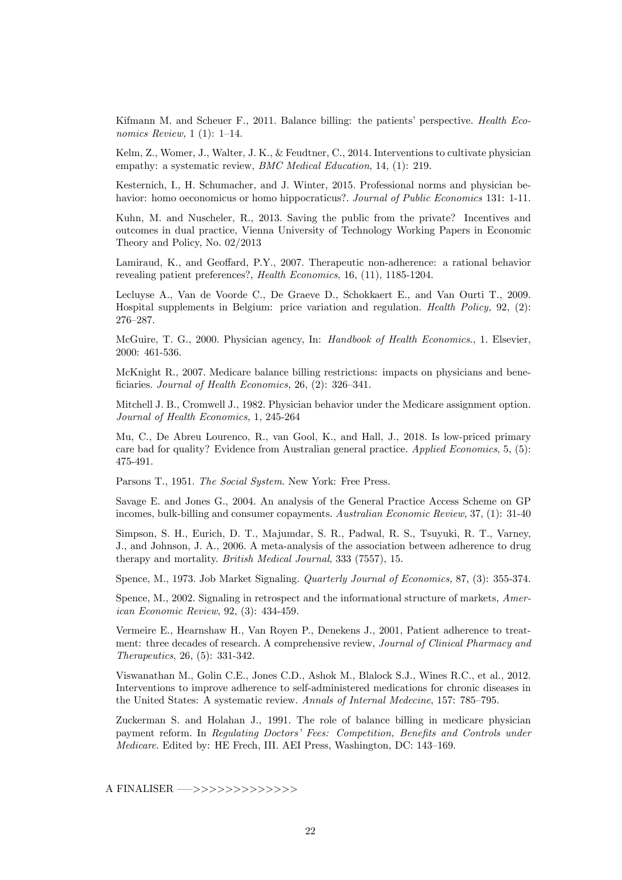Kifmann M. and Scheuer F., 2011. Balance billing: the patients' perspective. *Health Economics Review,* 1 (1): 1–14.

Kelm, Z., Womer, J., Walter, J. K., & Feudtner, C., 2014. Interventions to cultivate physician empathy: a systematic review, *BMC Medical Education*, 14, (1): 219.

Kesternich, I., H. Schumacher, and J. Winter, 2015. Professional norms and physician behavior: homo oeconomicus or homo hippocraticus?. *Journal of Public Economics* 131: 1-11.

Kuhn, M. and Nuscheler, R., 2013. Saving the public from the private? Incentives and outcomes in dual practice, Vienna University of Technology Working Papers in Economic Theory and Policy, No. 02/2013

Lamiraud, K., and Geoffard, P.Y., 2007. Therapeutic non-adherence: a rational behavior revealing patient preferences?, *Health Economics*, 16, (11), 1185-1204.

Lecluyse A., Van de Voorde C., De Graeve D., Schokkaert E., and Van Ourti T., 2009. Hospital supplements in Belgium: price variation and regulation. *Health Policy,* 92, (2): 276–287.

McGuire, T. G., 2000. Physician agency, In: *Handbook of Health Economics.*, 1. Elsevier, 2000: 461-536.

McKnight R., 2007. Medicare balance billing restrictions: impacts on physicians and beneficiaries. *Journal of Health Economics,* 26, (2): 326–341.

Mitchell J. B., Cromwell J., 1982. Physician behavior under the Medicare assignment option. *Journal of Health Economics,* 1, 245-264

Mu, C., De Abreu Lourenco, R., van Gool, K., and Hall, J., 2018. Is low-priced primary care bad for quality? Evidence from Australian general practice. *Applied Economics*, 5, (5): 475-491.

Parsons T., 1951. *The Social System*. New York: Free Press.

Savage E. and Jones G., 2004. An analysis of the General Practice Access Scheme on GP incomes, bulk-billing and consumer copayments. *Australian Economic Review,* 37, (1): 31-40

Simpson, S. H., Eurich, D. T., Majumdar, S. R., Padwal, R. S., Tsuyuki, R. T., Varney, J., and Johnson, J. A., 2006. A meta-analysis of the association between adherence to drug therapy and mortality. *British Medical Journal*, 333 (7557), 15.

Spence, M., 1973. Job Market Signaling. *Quarterly Journal of Economics,* 87, (3): 355-374.

Spence, M., 2002. Signaling in retrospect and the informational structure of markets, *American Economic Review*, 92, (3): 434-459.

Vermeire E., Hearnshaw H., Van Royen P., Denekens J., 2001, Patient adherence to treatment: three decades of research. A comprehensive review, *Journal of Clinical Pharmacy and Therapeutics*, 26, (5): 331-342.

Viswanathan M., Golin C.E., Jones C.D., Ashok M., Blalock S.J., Wines R.C., et al., 2012. Interventions to improve adherence to self-administered medications for chronic diseases in the United States: A systematic review. *Annals of Internal Medecine*, 157: 785–795.

Zuckerman S. and Holahan J., 1991. The role of balance billing in medicare physician payment reform. In *Regulating Doctors' Fees: Competition, Benefits and Controls under Medicare*. Edited by: HE Frech, III. AEI Press, Washington, DC: 143–169.

A FINALISER —–>>>>>>>>>>>>>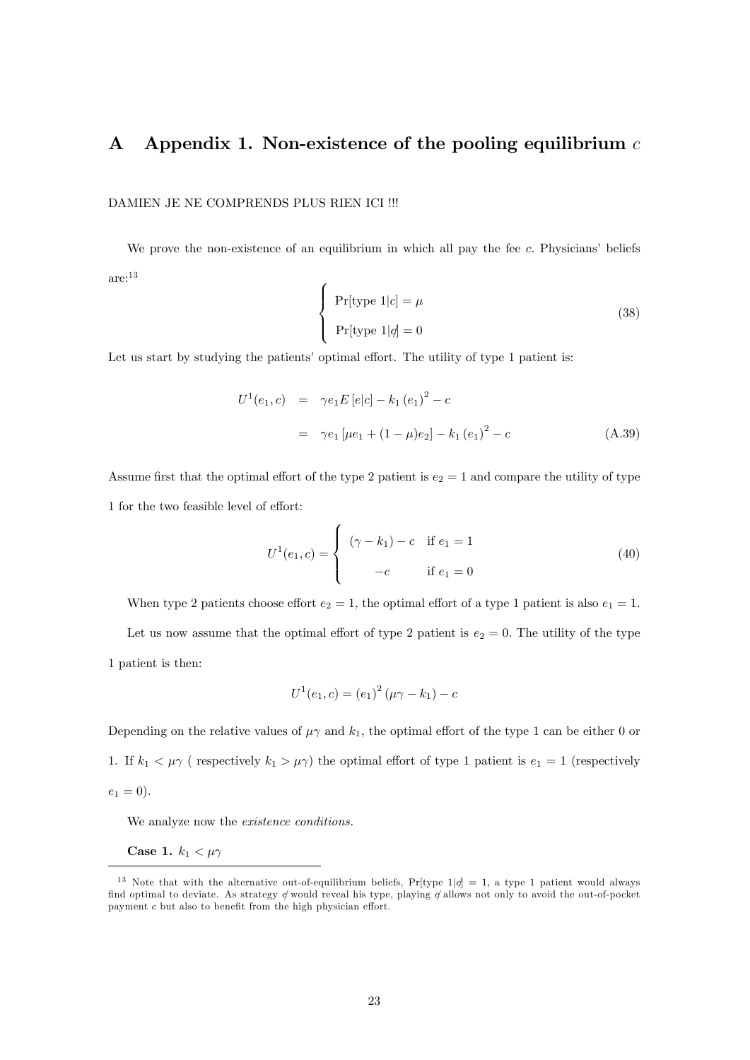# A Appendix 1. Non-existence of the pooling equilibrium $c$

DAMIEN JE NE COMPRENDS PLUS RIEN ICI !!!

We prove the non-existence of an equilibrium in which all pay the fee $c$. Physicians' beliefs are:[13]

$$\begin{cases} \Pr[\text{type } 1|c] = \mu \\ \Pr[\text{type } 1|\not{c}] = 0 \end{cases} \tag{38}$$

Let us start by studying the patients' optimal effort. The utility of type 1 patient is:

$$\begin{aligned} U^1(e_1, c) &= \gamma e_1 E\left[e|c\right] - k_1 \left(e_1\right)^2 - c \\ &= \gamma e_1 \left[\mu e_1 + (1-\mu) e_2\right] - k_1 \left(e_1\right)^2 - c \end{aligned} \tag{A.39}$$

Assume first that the optimal effort of the type 2 patient is $e_2 = 1$ and compare the utility of type 1 for the two feasible level of effort:

$$U^1(e_1, c) = \begin{cases} (\gamma - k_1) - c & \text{if } e_1 = 1 \\ -c & \text{if } e_1 = 0 \end{cases} \tag{40}$$

When type 2 patients choose effort $e_2 = 1$, the optimal effort of a type 1 patient is also $e_1 = 1$.

Let us now assume that the optimal effort of type 2 patient is $e_2 = 0$. The utility of the type 1 patient is then:

$$U^1(e_1, c) = \left(e_1\right)^2 (\mu\gamma - k_1) - c$$

Depending on the relative values of $\mu\gamma$ and $k_1$, the optimal effort of the type 1 can be either 0 or 1. If $k_1 < \mu\gamma$ ( respectively $k_1 > \mu\gamma$) the optimal effort of type 1 patient is $e_1 = 1$ (respectively $e_1 = 0$).

We analyze now the *existence conditions.*

**Case 1.** $k_1 < \mu\gamma$

[13] Note that with the alternative out-of-equilibrium beliefs, $\Pr[\text{type } 1|\not{c}] = 1$, a type 1 patient would always find optimal to deviate. As strategy $\not{c}$ would reveal his type, playing $\not{c}$ allows not only to avoid the out-of-pocket payment $c$ but also to benefit from the high physician effort.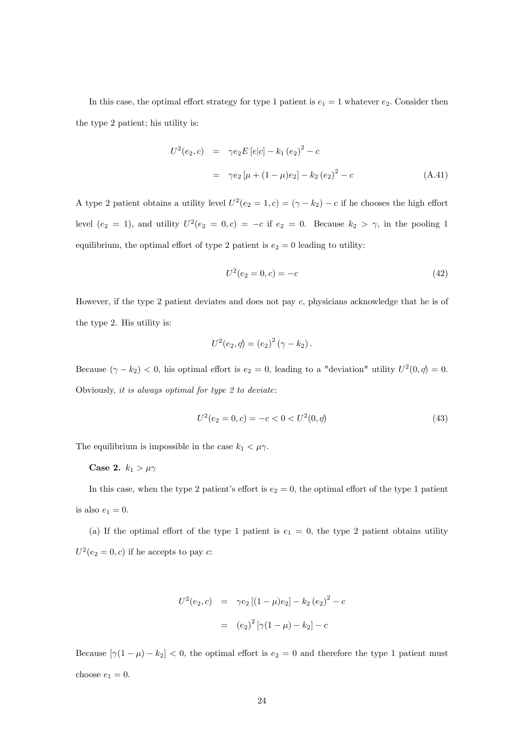In this case, the optimal effort strategy for type 1 patient is $e_1 = 1$ whatever $e_2$. Consider then the type 2 patient; his utility is:

$$
\begin{aligned}
U^2(e_2, c) &= \gamma e_2 E\left[e|c\right] - k_1 \left(e_2\right)^2 - c \\
&= \gamma e_2 \left[\mu + (1-\mu) e_2\right] - k_2 \left(e_2\right)^2 - c
\end{aligned}
\tag{A.41}
$$

A type 2 patient obtains a utility level $U^2(e_2 = 1, c) = (\gamma - k_2) - c$ if he chooses the high effort level ($e_2 = 1$), and utility $U^2(e_2 = 0, c) = -c$ if $e_2 = 0$. Because $k_2 > \gamma$, in the pooling 1 equilibrium, the optimal effort of type 2 patient is $e_2 = 0$ leading to utility:

$$
U^2(e_2 = 0, c) = -c \tag{42}
$$

However, if the type 2 patient deviates and does not pay $c$, physicians acknowledge that he is of the type 2. His utility is:

$$
U^2(e_2, \not{c}) = \left(e_2\right)^2 (\gamma - k_2).
$$

Because $(\gamma - k_2) < 0$, his optimal effort is $e_2 = 0$, leading to a "deviation" utility $U^2(0, \not{c}) = 0$. Obviously, *it is always optimal for type 2 to deviate*:

$$
U^2(e_2 = 0, c) = -c < 0 < U^2(0, \not{c}) \tag{43}
$$

The equilibrium is impossible in the case $k_1 < \mu\gamma$.

**Case 2.** $k_1 > \mu\gamma$

In this case, when the type 2 patient's effort is $e_2 = 0$, the optimal effort of the type 1 patient is also $e_1 = 0$.

(a) If the optimal effort of the type 1 patient is $e_1 = 0$, the type 2 patient obtains utility $U^2(e_2 = 0, c)$ if he accepts to pay $c$:

$$
\begin{aligned}
U^2(e_2, c) &= \gamma e_2 \left[(1-\mu) e_2\right] - k_2 \left(e_2\right)^2 - c \\
&= \left(e_2\right)^2 \left[\gamma(1-\mu) - k_2\right] - c
\end{aligned}
$$

Because $[\gamma(1-\mu) - k_2] < 0$, the optimal effort is $e_2 = 0$ and therefore the type 1 patient must choose $e_1 = 0$.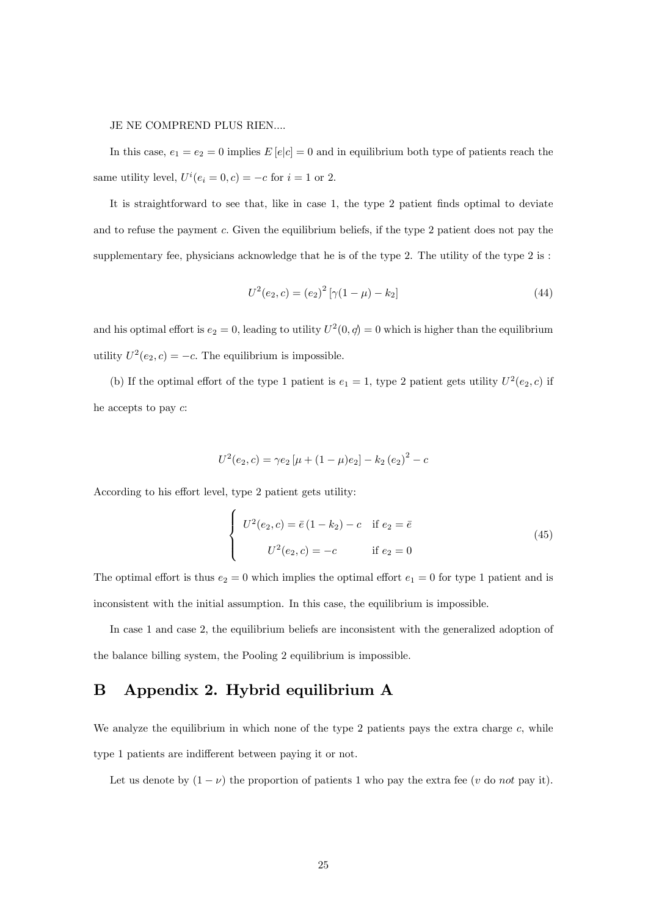JE NE COMPREND PLUS RIEN....

In this case, $e_1 = e_2 = 0$ implies $E[e|c] = 0$ and in equilibrium both type of patients reach the same utility level, $U^i(e_i = 0, c) = -c$ for $i = 1$ or 2.

It is straightforward to see that, like in case 1, the type 2 patient finds optimal to deviate and to refuse the payment $c$. Given the equilibrium beliefs, if the type 2 patient does not pay the supplementary fee, physicians acknowledge that he is of the type 2. The utility of the type 2 is :

$$U^2(e_2, c) = (e_2)^2 [\gamma(1 - \mu) - k_2] \tag{44}$$

and his optimal effort is $e_2 = 0$, leading to utility $U^2(0, \not{c}) = 0$ which is higher than the equilibrium utility $U^2(e_2, c) = -c$. The equilibrium is impossible.

(b) If the optimal effort of the type 1 patient is $e_1 = 1$, type 2 patient gets utility $U^2(e_2, c)$ if he accepts to pay $c$:

$$U^2(e_2, c) = \gamma e_2 [\mu + (1 - \mu)e_2] - k_2 (e_2)^2 - c$$

According to his effort level, type 2 patient gets utility:

$$\begin{cases} U^2(e_2, c) = \bar{e}(1 - k_2) - c & \text{if } e_2 = \bar{e} \\ U^2(e_2, c) = -c & \text{if } e_2 = 0 \end{cases} \tag{45}$$

The optimal effort is thus $e_2 = 0$ which implies the optimal effort $e_1 = 0$ for type 1 patient and is inconsistent with the initial assumption. In this case, the equilibrium is impossible.

In case 1 and case 2, the equilibrium beliefs are inconsistent with the generalized adoption of the balance billing system, the Pooling 2 equilibrium is impossible.

# B Appendix 2. Hybrid equilibrium A

We analyze the equilibrium in which none of the type 2 patients pays the extra charge $c$, while type 1 patients are indifferent between paying it or not.

Let us denote by $(1 - \nu)$ the proportion of patients 1 who pay the extra fee ($v$ do *not* pay it).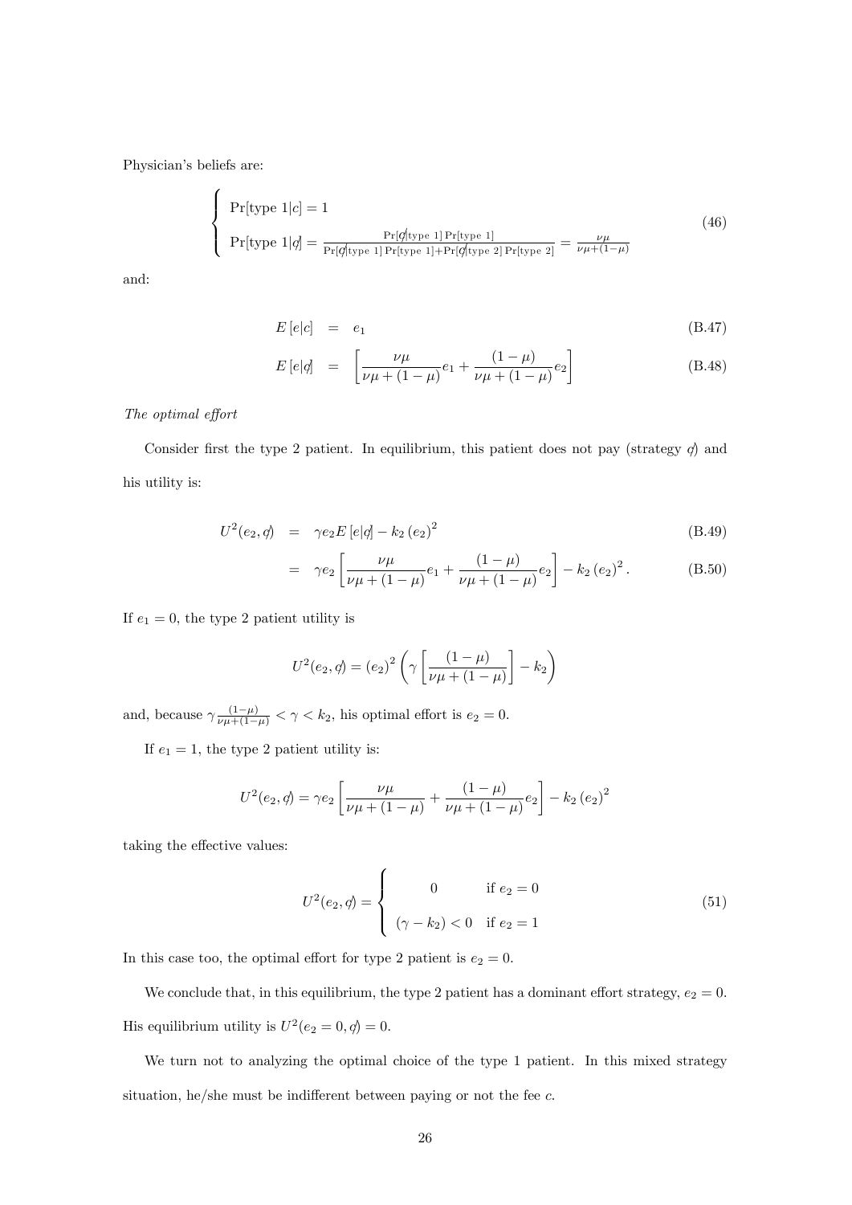Physician's beliefs are:

$$\begin{cases} \Pr[\text{type } 1|c] = 1 \\ \Pr[\text{type } 1|\not{c}] = \frac{\Pr[\not{c}|\text{type } 1]\Pr[\text{type } 1]}{\Pr[\not{c}|\text{type } 1]\Pr[\text{type } 1]+\Pr[\not{c}|\text{type } 2]\Pr[\text{type } 2]} = \frac{\nu\mu}{\nu\mu+(1-\mu)} \end{cases} \tag{46}$$

and:

$$E[e|c] = e_1 \tag{B.47}$$

$$E[e|\not{c}] = \left[\frac{\nu\mu}{\nu\mu+(1-\mu)}e_1 + \frac{(1-\mu)}{\nu\mu+(1-\mu)}e_2\right] \tag{B.48}$$

*The optimal effort*

Consider first the type 2 patient. In equilibrium, this patient does not pay (strategy $\not{c}$) and his utility is:

$$U^2(e_2,\not{c}) = \gamma e_2 E[e|\not{c}] - k_2 (e_2)^2 \tag{B.49}$$

$$= \gamma e_2 \left[\frac{\nu\mu}{\nu\mu+(1-\mu)}e_1 + \frac{(1-\mu)}{\nu\mu+(1-\mu)}e_2\right] - k_2 (e_2)^2. \tag{B.50}$$

If $e_1 = 0$, the type 2 patient utility is

$$U^2(e_2,\not{c}) = (e_2)^2 \left(\gamma\left[\frac{(1-\mu)}{\nu\mu+(1-\mu)}\right] - k_2\right)$$

and, because $\gamma\frac{(1-\mu)}{\nu\mu+(1-\mu)} < \gamma < k_2$, his optimal effort is $e_2 = 0$.

If $e_1 = 1$, the type 2 patient utility is:

$$U^2(e_2,\not{c}) = \gamma e_2 \left[\frac{\nu\mu}{\nu\mu+(1-\mu)} + \frac{(1-\mu)}{\nu\mu+(1-\mu)}e_2\right] - k_2 (e_2)^2$$

taking the effective values:

$$U^2(e_2,\not{c}) = \begin{cases} 0 & \text{if } e_2 = 0 \\ (\gamma - k_2) < 0 & \text{if } e_2 = 1 \end{cases} \tag{51}$$

In this case too, the optimal effort for type 2 patient is $e_2 = 0$.

We conclude that, in this equilibrium, the type 2 patient has a dominant effort strategy, $e_2 = 0$. His equilibrium utility is $U^2(e_2 = 0, \not{c}) = 0$.

We turn not to analyzing the optimal choice of the type 1 patient. In this mixed strategy situation, he/she must be indifferent between paying or not the fee $c$.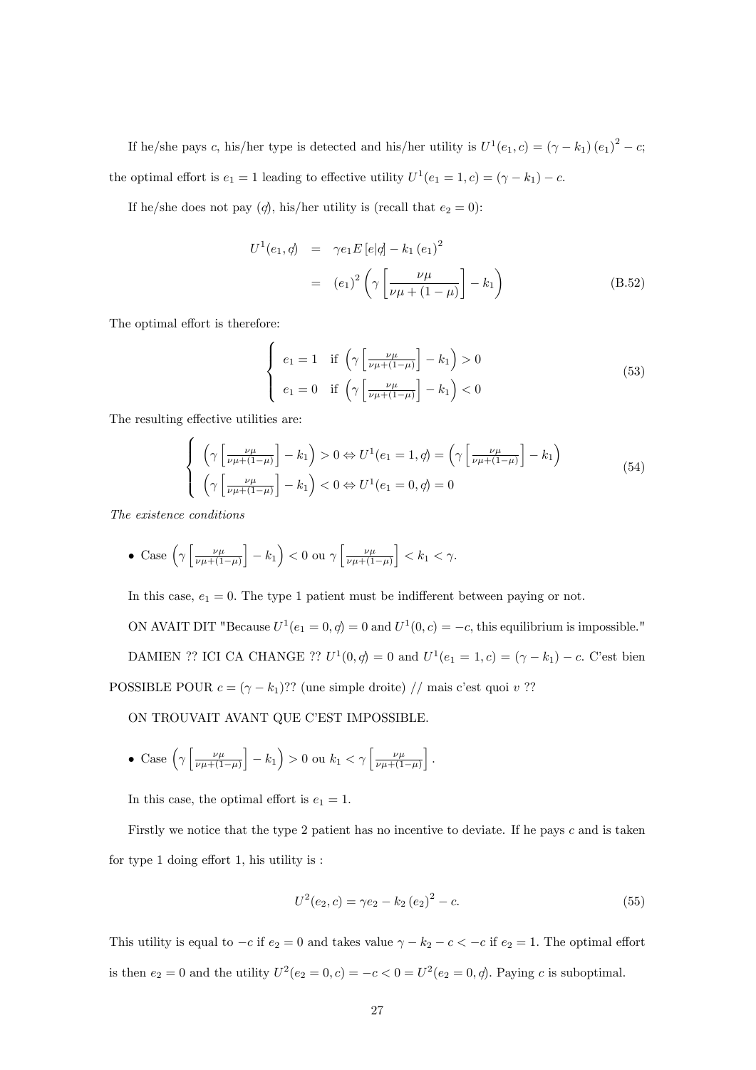If he/she pays $c$, his/her type is detected and his/her utility is $U^1(e_1, c) = (\gamma - k_1)(e_1)^2 - c$; the optimal effort is $e_1 = 1$ leading to effective utility $U^1(e_1 = 1, c) = (\gamma - k_1) - c$.

If he/she does not pay ($\not{c}$), his/her utility is (recall that $e_2 = 0$):

$$
\begin{aligned}
U^1(e_1, \not{c}) &= \gamma e_1 E[e|\not{c}] - k_1 (e_1)^2 \\
&= (e_1)^2 \left( \gamma \left[ \frac{\nu\mu}{\nu\mu + (1-\mu)} \right] - k_1 \right)
\end{aligned} \tag{B.52}
$$

The optimal effort is therefore:

$$
\begin{cases}
e_1 = 1 & \text{if } \left( \gamma \left[ \frac{\nu\mu}{\nu\mu + (1-\mu)} \right] - k_1 \right) > 0 \\
e_1 = 0 & \text{if } \left( \gamma \left[ \frac{\nu\mu}{\nu\mu + (1-\mu)} \right] - k_1 \right) < 0
\end{cases} \tag{53}
$$

The resulting effective utilities are:

$$
\begin{cases}
\left( \gamma \left[ \frac{\nu\mu}{\nu\mu + (1-\mu)} \right] - k_1 \right) > 0 \Leftrightarrow U^1(e_1 = 1, \not{c}) = \left( \gamma \left[ \frac{\nu\mu}{\nu\mu + (1-\mu)} \right] - k_1 \right) \\
\left( \gamma \left[ \frac{\nu\mu}{\nu\mu + (1-\mu)} \right] - k_1 \right) < 0 \Leftrightarrow U^1(e_1 = 0, \not{c}) = 0
\end{cases} \tag{54}
$$

*The existence conditions*

- Case $\left( \gamma \left[ \frac{\nu\mu}{\nu\mu + (1-\mu)} \right] - k_1 \right) < 0$ ou $\gamma \left[ \frac{\nu\mu}{\nu\mu + (1-\mu)} \right] < k_1 < \gamma$.

  In this case, $e_1 = 0$. The type 1 patient must be indifferent between paying or not.

  ON AVAIT DIT "Because $U^1(e_1 = 0, \not{c}) = 0$ and $U^1(0, c) = -c$, this equilibrium is impossible."

  DAMIEN ?? ICI CA CHANGE ?? $U^1(0, \not{c}) = 0$ and $U^1(e_1 = 1, c) = (\gamma - k_1) - c$. C'est bien POSSIBLE POUR $c = (\gamma - k_1)$?? (une simple droite) // mais c'est quoi $v$ ??

  ON TROUVAIT AVANT QUE C'EST IMPOSSIBLE.

- Case $\left( \gamma \left[ \frac{\nu\mu}{\nu\mu + (1-\mu)} \right] - k_1 \right) > 0$ ou $k_1 < \gamma \left[ \frac{\nu\mu}{\nu\mu + (1-\mu)} \right]$.

  In this case, the optimal effort is $e_1 = 1$.

  Firstly we notice that the type 2 patient has no incentive to deviate. If he pays $c$ and is taken for type 1 doing effort 1, his utility is :

$$
U^2(e_2, c) = \gamma e_2 - k_2 (e_2)^2 - c. \tag{55}
$$

This utility is equal to $-c$ if $e_2 = 0$ and takes value $\gamma - k_2 - c < -c$ if $e_2 = 1$. The optimal effort is then $e_2 = 0$ and the utility $U^2(e_2 = 0, c) = -c < 0 = U^2(e_2 = 0, \not{c})$. Paying $c$ is suboptimal.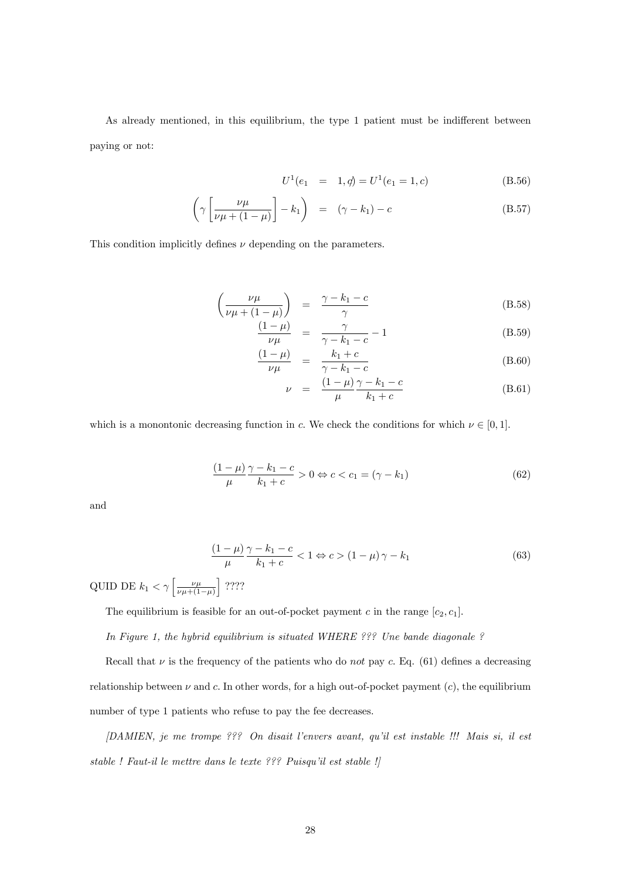As already mentioned, in this equilibrium, the type 1 patient must be indifferent between paying or not:

$$
\begin{aligned}
U^1(e_1 &= 1, \not{c}) = U^1(e_1 = 1, c) && \text{(B.56)}\\
\left(\gamma\left[\frac{\nu\mu}{\nu\mu + (1-\mu)}\right] - k_1\right) &= (\gamma - k_1) - c && \text{(B.57)}
\end{aligned}
$$

This condition implicitly defines $\nu$ depending on the parameters.

$$
\begin{aligned}
\left(\frac{\nu\mu}{\nu\mu + (1-\mu)}\right) &= \frac{\gamma - k_1 - c}{\gamma} && \text{(B.58)}\\
\frac{(1-\mu)}{\nu\mu} &= \frac{\gamma}{\gamma - k_1 - c} - 1 && \text{(B.59)}\\
\frac{(1-\mu)}{\nu\mu} &= \frac{k_1 + c}{\gamma - k_1 - c} && \text{(B.60)}\\
\nu &= \frac{(1-\mu)}{\mu}\frac{\gamma - k_1 - c}{k_1 + c} && \text{(B.61)}
\end{aligned}
$$

which is a monontonic decreasing function in $c$. We check the conditions for which $\nu \in [0, 1]$.

$$
\frac{(1-\mu)}{\mu}\frac{\gamma - k_1 - c}{k_1 + c} > 0 \Leftrightarrow c < c_1 = (\gamma - k_1) \tag{62}
$$

and

$$
\frac{(1-\mu)}{\mu}\frac{\gamma - k_1 - c}{k_1 + c} < 1 \Leftrightarrow c > (1-\mu)\,\gamma - k_1 \tag{63}
$$

QUID DE $k_1 < \gamma\left[\frac{\nu\mu}{\nu\mu + (1-\mu)}\right]$ ????

The equilibrium is feasible for an out-of-pocket payment $c$ in the range $[c_2, c_1]$.

*In Figure 1, the hybrid equilibrium is situated WHERE ??? Une bande diagonale ?*

Recall that $\nu$ is the frequency of the patients who do *not* pay $c$. Eq. (61) defines a decreasing relationship between $\nu$ and $c$. In other words, for a high out-of-pocket payment ($c$), the equilibrium number of type 1 patients who refuse to pay the fee decreases.

*[DAMIEN, je me trompe ??? On disait l'envers avant, qu'il est instable !!! Mais si, il est stable ! Faut-il le mettre dans le texte ??? Puisqu'il est stable !]*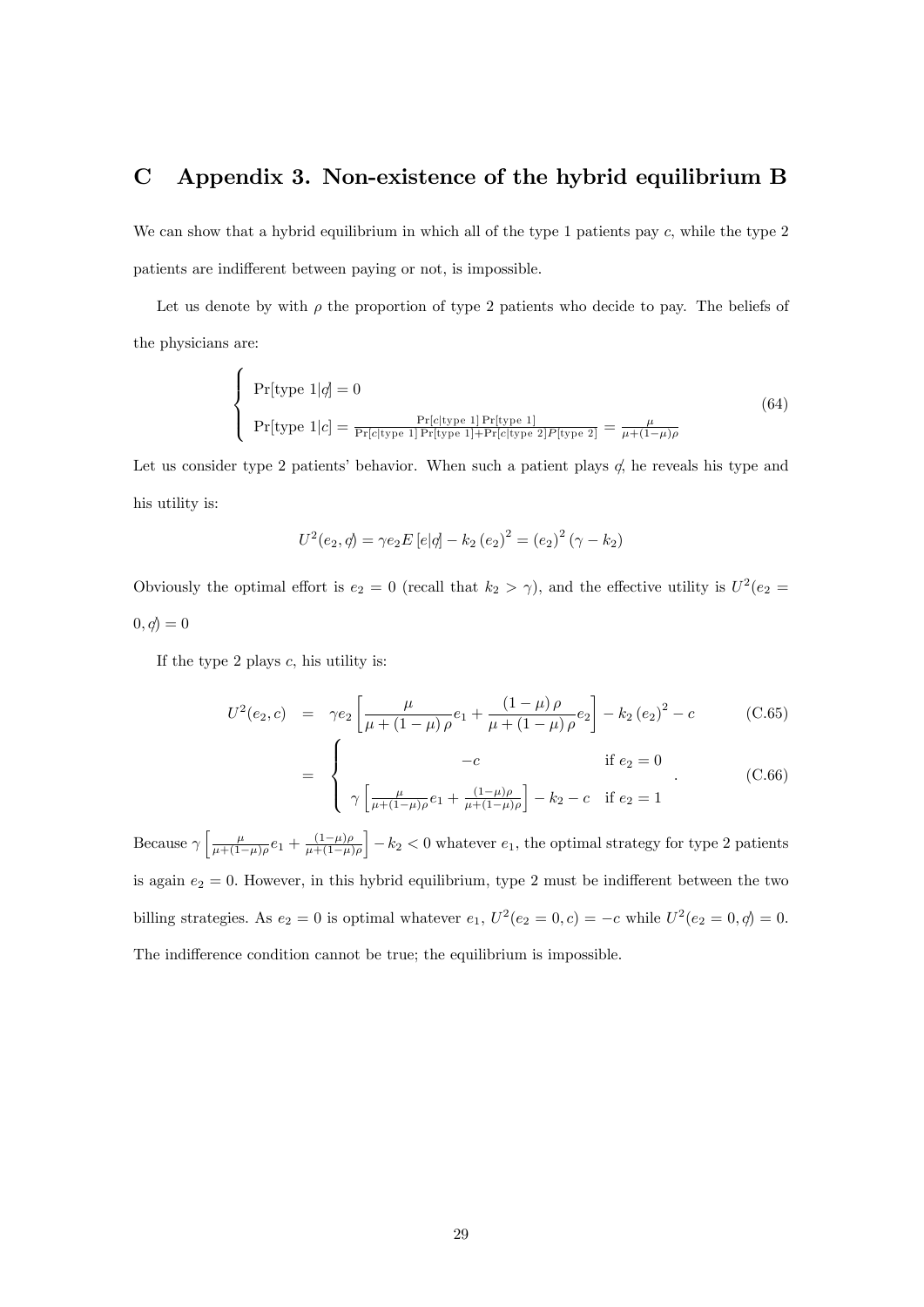# C Appendix 3. Non-existence of the hybrid equilibrium B

We can show that a hybrid equilibrium in which all of the type 1 patients pay $c$, while the type 2 patients are indifferent between paying or not, is impossible.

Let us denote by with $\rho$ the proportion of type 2 patients who decide to pay. The beliefs of the physicians are:

$$\begin{cases} \Pr[\text{type } 1|\not{c}] = 0 \\ \Pr[\text{type } 1|c] = \frac{\Pr[c|\text{type } 1]\Pr[\text{type } 1]}{\Pr[c|\text{type } 1]\Pr[\text{type } 1]+\Pr[c|\text{type } 2]P[\text{type } 2]} = \frac{\mu}{\mu+(1-\mu)\rho} \end{cases} \tag{64}$$

Let us consider type 2 patients' behavior. When such a patient plays $\not{c}$, he reveals his type and his utility is:

$$U^2(e_2, \not{c}) = \gamma e_2 E\left[e|\not{c}\right] - k_2 \left(e_2\right)^2 = \left(e_2\right)^2 \left(\gamma - k_2\right)$$

Obviously the optimal effort is $e_2 = 0$ (recall that $k_2 > \gamma$), and the effective utility is $U^2(e_2 = 0, \not{c}) = 0$

If the type 2 plays $c$, his utility is:

$$U^2(e_2, c) = \gamma e_2 \left[\frac{\mu}{\mu + (1-\mu)\rho} e_1 + \frac{(1-\mu)\rho}{\mu + (1-\mu)\rho} e_2\right] - k_2 \left(e_2\right)^2 - c \tag{C.65}$$

$$= \begin{cases} -c & \text{if } e_2 = 0 \\ \gamma \left[\frac{\mu}{\mu+(1-\mu)\rho} e_1 + \frac{(1-\mu)\rho}{\mu+(1-\mu)\rho}\right] - k_2 - c & \text{if } e_2 = 1 \end{cases}. \tag{C.66}$$

Because $\gamma \left[\frac{\mu}{\mu+(1-\mu)\rho} e_1 + \frac{(1-\mu)\rho}{\mu+(1-\mu)\rho}\right] - k_2 < 0$ whatever $e_1$, the optimal strategy for type 2 patients is again $e_2 = 0$. However, in this hybrid equilibrium, type 2 must be indifferent between the two billing strategies. As $e_2 = 0$ is optimal whatever $e_1$, $U^2(e_2 = 0, c) = -c$ while $U^2(e_2 = 0, \not{c}) = 0$. The indifference condition cannot be true; the equilibrium is impossible.